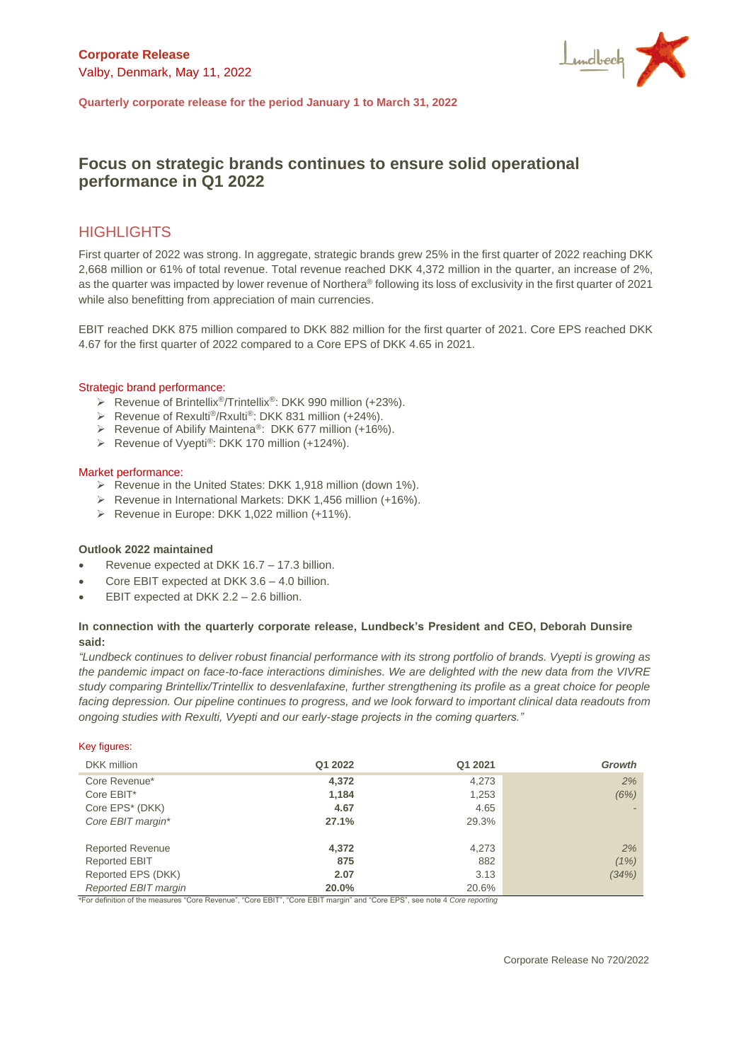**Corporate Release**
Valby, Denmark, May 11, 2022

**Quarterly corporate release for the period January 1 to March 31, 2022**

# Focus on strategic brands continues to ensure solid operational performance in Q1 2022

## HIGHLIGHTS

First quarter of 2022 was strong. In aggregate, strategic brands grew 25% in the first quarter of 2022 reaching DKK 2,668 million or 61% of total revenue. Total revenue reached DKK 4,372 million in the quarter, an increase of 2%, as the quarter was impacted by lower revenue of Northera® following its loss of exclusivity in the first quarter of 2021 while also benefitting from appreciation of main currencies.

EBIT reached DKK 875 million compared to DKK 882 million for the first quarter of 2021. Core EPS reached DKK 4.67 for the first quarter of 2022 compared to a Core EPS of DKK 4.65 in 2021.

Strategic brand performance:

- Revenue of Brintellix®/Trintellix®: DKK 990 million (+23%).
- Revenue of Rexulti®/Rxulti®: DKK 831 million (+24%).
- Revenue of Abilify Maintena®: DKK 677 million (+16%).
- Revenue of Vyepti®: DKK 170 million (+124%).

Market performance:

- Revenue in the United States: DKK 1,918 million (down 1%).
- Revenue in International Markets: DKK 1,456 million (+16%).
- Revenue in Europe: DKK 1,022 million (+11%).

**Outlook 2022 maintained**

- Revenue expected at DKK 16.7 – 17.3 billion.
- Core EBIT expected at DKK 3.6 – 4.0 billion.
- EBIT expected at DKK 2.2 – 2.6 billion.

**In connection with the quarterly corporate release, Lundbeck's President and CEO, Deborah Dunsire said:**

*"Lundbeck continues to deliver robust financial performance with its strong portfolio of brands. Vyepti is growing as the pandemic impact on face-to-face interactions diminishes. We are delighted with the new data from the VIVRE study comparing Brintellix/Trintellix to desvenlafaxine, further strengthening its profile as a great choice for people facing depression. Our pipeline continues to progress, and we look forward to important clinical data readouts from ongoing studies with Rexulti, Vyepti and our early-stage projects in the coming quarters."*

Key figures:

| DKK million | Q1 2022 | Q1 2021 | *Growth* |
|---|---|---|---|
| Core Revenue* | **4,372** | 4,273 | *2%* |
| Core EBIT* | **1,184** | 1,253 | *(6%)* |
| Core EPS* (DKK) | **4.67** | 4.65 | - |
| *Core EBIT margin** | **27.1%** | 29.3% | |
| | | | |
| Reported Revenue | **4,372** | 4,273 | *2%* |
| Reported EBIT | **875** | 882 | *(1%)* |
| Reported EPS (DKK) | **2.07** | 3.13 | *(34%)* |
| *Reported EBIT margin* | **20.0%** | 20.6% | |

*For definition of the measures "Core Revenue", "Core EBIT", "Core EBIT margin" and "Core EPS", see note 4 *Core reporting*

Corporate Release No 720/2022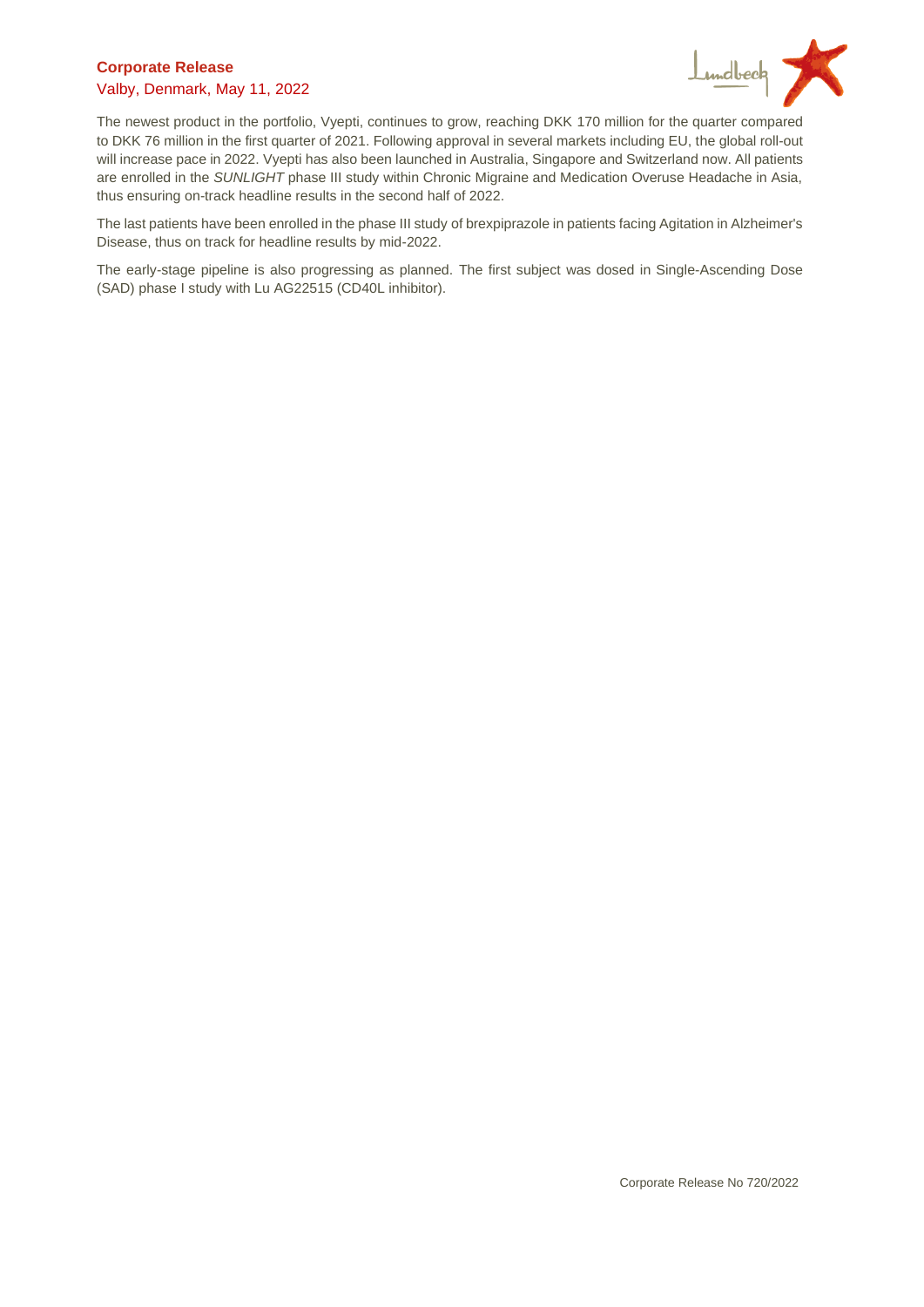The newest product in the portfolio, Vyepti, continues to grow, reaching DKK 170 million for the quarter compared to DKK 76 million in the first quarter of 2021. Following approval in several markets including EU, the global roll-out will increase pace in 2022. Vyepti has also been launched in Australia, Singapore and Switzerland now. All patients are enrolled in the *SUNLIGHT* phase III study within Chronic Migraine and Medication Overuse Headache in Asia, thus ensuring on-track headline results in the second half of 2022.

The last patients have been enrolled in the phase III study of brexpiprazole in patients facing Agitation in Alzheimer's Disease, thus on track for headline results by mid-2022.

The early-stage pipeline is also progressing as planned. The first subject was dosed in Single-Ascending Dose (SAD) phase I study with Lu AG22515 (CD40L inhibitor).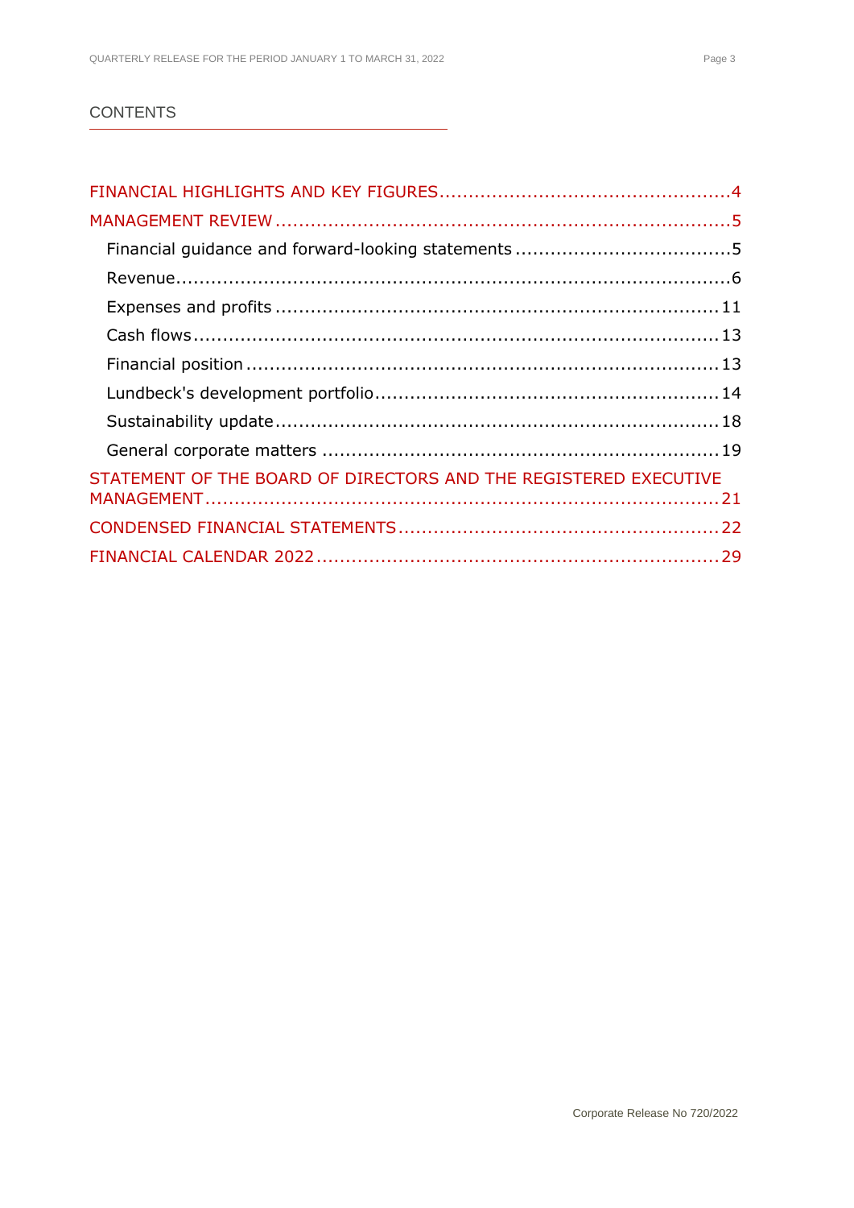## CONTENTS

- FINANCIAL HIGHLIGHTS AND KEY FIGURES ....................................................4
- MANAGEMENT REVIEW ....................................................................................5
  - Financial guidance and forward-looking statements ....................................5
  - Revenue.........................................................................................................6
  - Expenses and profits ....................................................................................11
  - Cash flows....................................................................................................13
  - Financial position .........................................................................................13
  - Lundbeck's development portfolio.................................................................14
  - Sustainability update.....................................................................................18
  - General corporate matters ............................................................................19
- STATEMENT OF THE BOARD OF DIRECTORS AND THE REGISTERED EXECUTIVE MANAGEMENT.............................................................................................21
- CONDENSED FINANCIAL STATEMENTS..........................................................22
- FINANCIAL CALENDAR 2022..........................................................................29

Corporate Release No 720/2022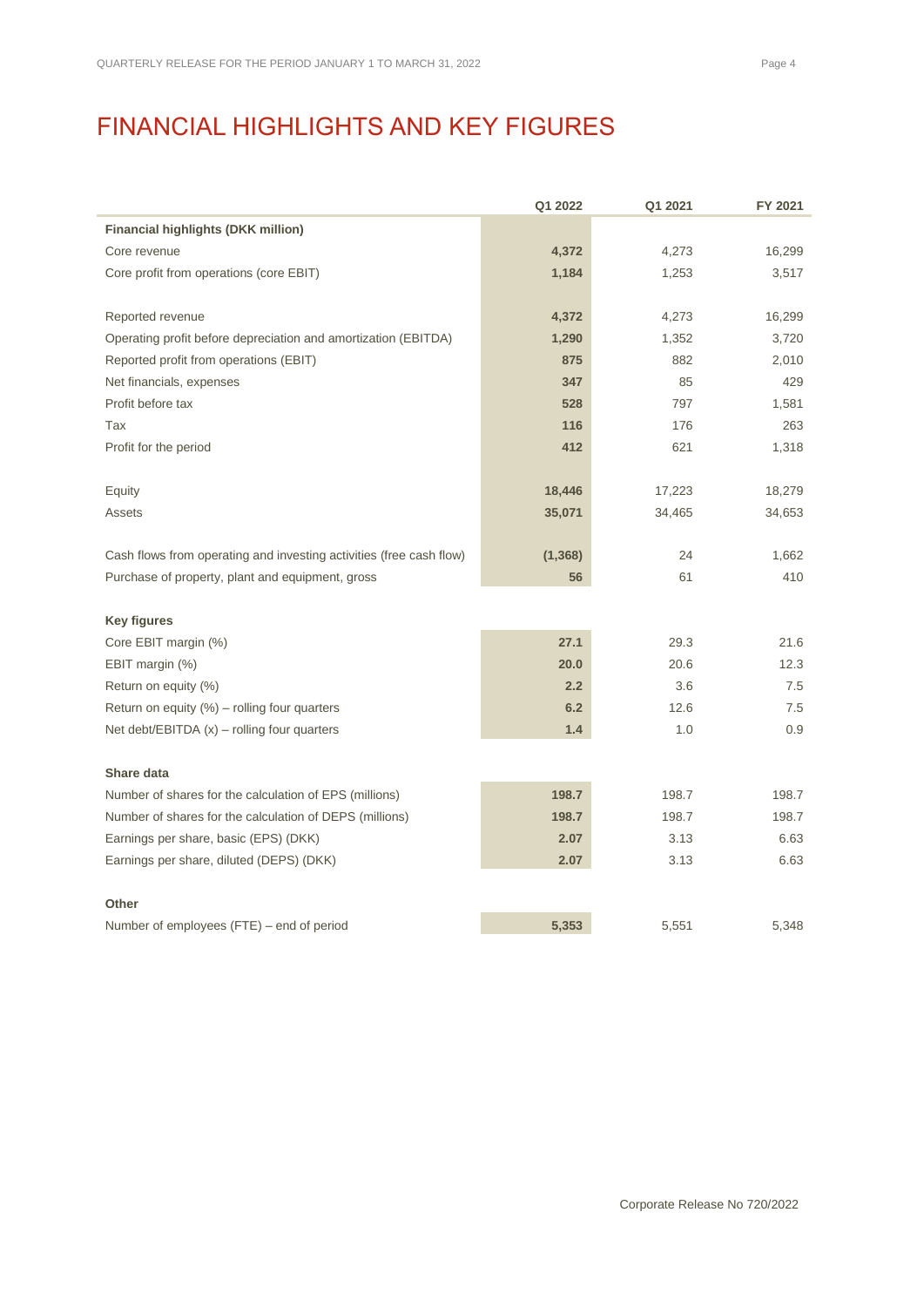# FINANCIAL HIGHLIGHTS AND KEY FIGURES

| | Q1 2022 | Q1 2021 | FY 2021 |
|---|---|---|---|
| **Financial highlights (DKK million)** | | | |
| Core revenue | **4,372** | 4,273 | 16,299 |
| Core profit from operations (core EBIT) | **1,184** | 1,253 | 3,517 |
| | | | |
| Reported revenue | **4,372** | 4,273 | 16,299 |
| Operating profit before depreciation and amortization (EBITDA) | **1,290** | 1,352 | 3,720 |
| Reported profit from operations (EBIT) | **875** | 882 | 2,010 |
| Net financials, expenses | **347** | 85 | 429 |
| Profit before tax | **528** | 797 | 1,581 |
| Tax | **116** | 176 | 263 |
| Profit for the period | **412** | 621 | 1,318 |
| | | | |
| Equity | **18,446** | 17,223 | 18,279 |
| Assets | **35,071** | 34,465 | 34,653 |
| | | | |
| Cash flows from operating and investing activities (free cash flow) | **(1,368)** | 24 | 1,662 |
| Purchase of property, plant and equipment, gross | **56** | 61 | 410 |
| | | | |
| **Key figures** | | | |
| Core EBIT margin (%) | **27.1** | 29.3 | 21.6 |
| EBIT margin (%) | **20.0** | 20.6 | 12.3 |
| Return on equity (%) | **2.2** | 3.6 | 7.5 |
| Return on equity (%) – rolling four quarters | **6.2** | 12.6 | 7.5 |
| Net debt/EBITDA (x) – rolling four quarters | **1.4** | 1.0 | 0.9 |
| | | | |
| **Share data** | | | |
| Number of shares for the calculation of EPS (millions) | **198.7** | 198.7 | 198.7 |
| Number of shares for the calculation of DEPS (millions) | **198.7** | 198.7 | 198.7 |
| Earnings per share, basic (EPS) (DKK) | **2.07** | 3.13 | 6.63 |
| Earnings per share, diluted (DEPS) (DKK) | **2.07** | 3.13 | 6.63 |
| | | | |
| **Other** | | | |
| Number of employees (FTE) – end of period | **5,353** | 5,551 | 5,348 |

Corporate Release No 720/2022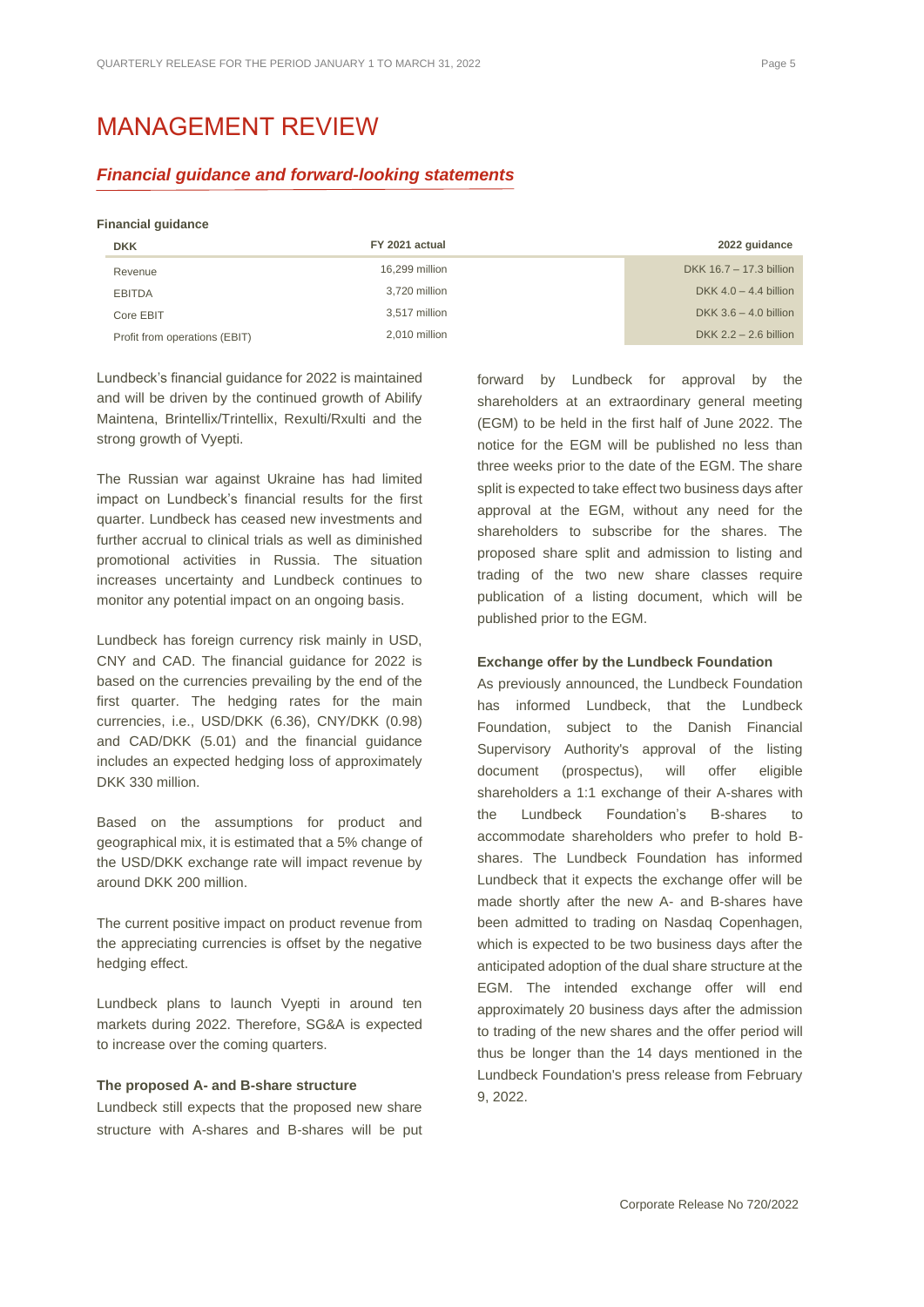# MANAGEMENT REVIEW

## *Financial guidance and forward-looking statements*

**Financial guidance**

| DKK | FY 2021 actual | 2022 guidance |
|---|---|---|
| Revenue | 16,299 million | DKK 16.7 – 17.3 billion |
| EBITDA | 3,720 million | DKK 4.0 – 4.4 billion |
| Core EBIT | 3,517 million | DKK 3.6 – 4.0 billion |
| Profit from operations (EBIT) | 2,010 million | DKK 2.2 – 2.6 billion |

Lundbeck's financial guidance for 2022 is maintained and will be driven by the continued growth of Abilify Maintena, Brintellix/Trintellix, Rexulti/Rxulti and the strong growth of Vyepti.

The Russian war against Ukraine has had limited impact on Lundbeck's financial results for the first quarter. Lundbeck has ceased new investments and further accrual to clinical trials as well as diminished promotional activities in Russia. The situation increases uncertainty and Lundbeck continues to monitor any potential impact on an ongoing basis.

Lundbeck has foreign currency risk mainly in USD, CNY and CAD. The financial guidance for 2022 is based on the currencies prevailing by the end of the first quarter. The hedging rates for the main currencies, i.e., USD/DKK (6.36), CNY/DKK (0.98) and CAD/DKK (5.01) and the financial guidance includes an expected hedging loss of approximately DKK 330 million.

Based on the assumptions for product and geographical mix, it is estimated that a 5% change of the USD/DKK exchange rate will impact revenue by around DKK 200 million.

The current positive impact on product revenue from the appreciating currencies is offset by the negative hedging effect.

Lundbeck plans to launch Vyepti in around ten markets during 2022. Therefore, SG&A is expected to increase over the coming quarters.

**The proposed A- and B-share structure**

Lundbeck still expects that the proposed new share structure with A-shares and B-shares will be put forward by Lundbeck for approval by the shareholders at an extraordinary general meeting (EGM) to be held in the first half of June 2022. The notice for the EGM will be published no less than three weeks prior to the date of the EGM. The share split is expected to take effect two business days after approval at the EGM, without any need for the shareholders to subscribe for the shares. The proposed share split and admission to listing and trading of the two new share classes require publication of a listing document, which will be published prior to the EGM.

**Exchange offer by the Lundbeck Foundation**

As previously announced, the Lundbeck Foundation has informed Lundbeck, that the Lundbeck Foundation, subject to the Danish Financial Supervisory Authority's approval of the listing document (prospectus), will offer eligible shareholders a 1:1 exchange of their A-shares with the Lundbeck Foundation's B-shares to accommodate shareholders who prefer to hold B-shares. The Lundbeck Foundation has informed Lundbeck that it expects the exchange offer will be made shortly after the new A- and B-shares have been admitted to trading on Nasdaq Copenhagen, which is expected to be two business days after the anticipated adoption of the dual share structure at the EGM. The intended exchange offer will end approximately 20 business days after the admission to trading of the new shares and the offer period will thus be longer than the 14 days mentioned in the Lundbeck Foundation's press release from February 9, 2022.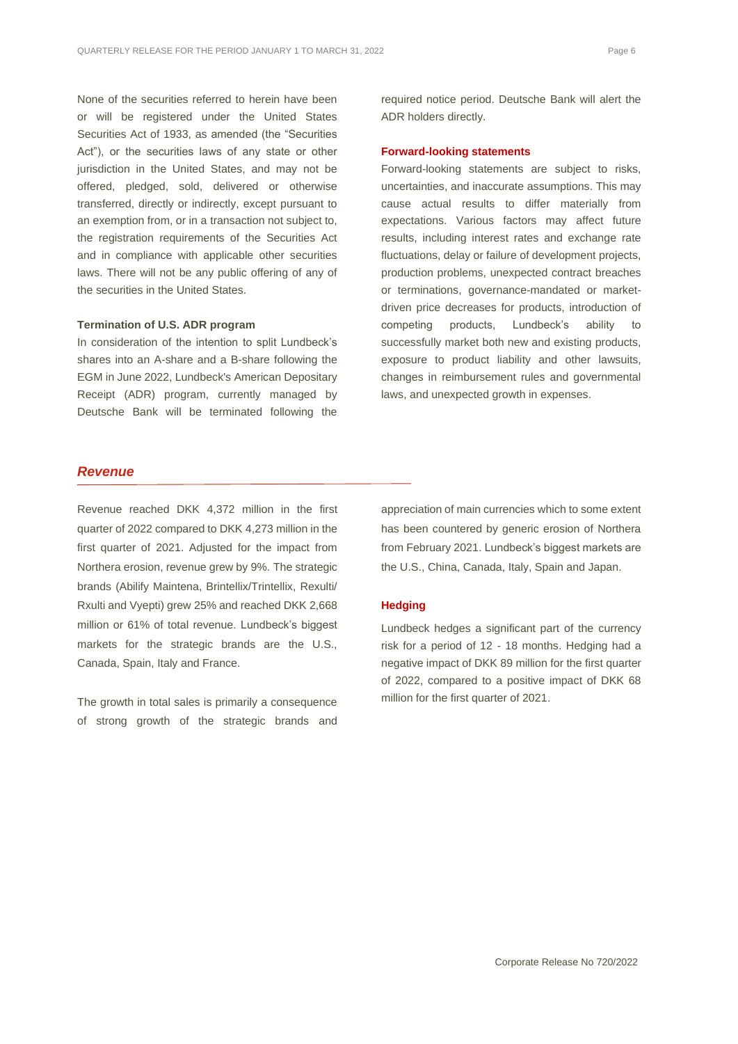None of the securities referred to herein have been or will be registered under the United States Securities Act of 1933, as amended (the "Securities Act"), or the securities laws of any state or other jurisdiction in the United States, and may not be offered, pledged, sold, delivered or otherwise transferred, directly or indirectly, except pursuant to an exemption from, or in a transaction not subject to, the registration requirements of the Securities Act and in compliance with applicable other securities laws. There will not be any public offering of any of the securities in the United States.

**Termination of U.S. ADR program**

In consideration of the intention to split Lundbeck's shares into an A-share and a B-share following the EGM in June 2022, Lundbeck's American Depositary Receipt (ADR) program, currently managed by Deutsche Bank will be terminated following the required notice period. Deutsche Bank will alert the ADR holders directly.

**Forward-looking statements**

Forward-looking statements are subject to risks, uncertainties, and inaccurate assumptions. This may cause actual results to differ materially from expectations. Various factors may affect future results, including interest rates and exchange rate fluctuations, delay or failure of development projects, production problems, unexpected contract breaches or terminations, governance-mandated or market-driven price decreases for products, introduction of competing products, Lundbeck's ability to successfully market both new and existing products, exposure to product liability and other lawsuits, changes in reimbursement rules and governmental laws, and unexpected growth in expenses.

## *Revenue*

Revenue reached DKK 4,372 million in the first quarter of 2022 compared to DKK 4,273 million in the first quarter of 2021. Adjusted for the impact from Northera erosion, revenue grew by 9%. The strategic brands (Abilify Maintena, Brintellix/Trintellix, Rexulti/Rxulti and Vyepti) grew 25% and reached DKK 2,668 million or 61% of total revenue. Lundbeck's biggest markets for the strategic brands are the U.S., Canada, Spain, Italy and France.

The growth in total sales is primarily a consequence of strong growth of the strategic brands and appreciation of main currencies which to some extent has been countered by generic erosion of Northera from February 2021. Lundbeck's biggest markets are the U.S., China, Canada, Italy, Spain and Japan.

**Hedging**

Lundbeck hedges a significant part of the currency risk for a period of 12 - 18 months. Hedging had a negative impact of DKK 89 million for the first quarter of 2022, compared to a positive impact of DKK 68 million for the first quarter of 2021.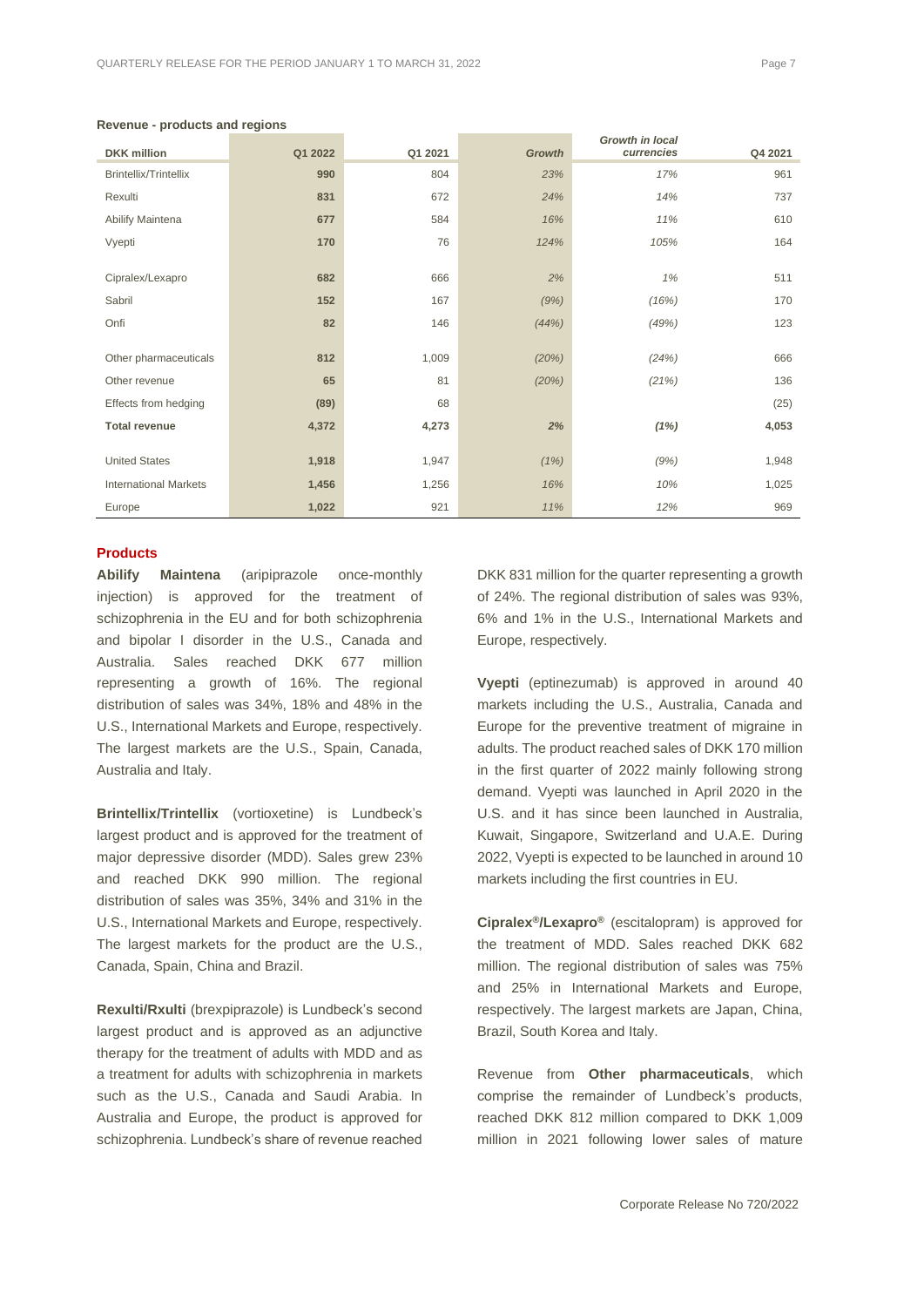**Revenue - products and regions**

| DKK million | Q1 2022 | Q1 2021 | *Growth* | *Growth in local currencies* | Q4 2021 |
|---|---|---|---|---|---|
| Brintellix/Trintellix | **990** | 804 | *23%* | *17%* | 961 |
| Rexulti | **831** | 672 | *24%* | *14%* | 737 |
| Abilify Maintena | **677** | 584 | *16%* | *11%* | 610 |
| Vyepti | **170** | 76 | *124%* | *105%* | 164 |
| Cipralex/Lexapro | **682** | 666 | *2%* | *1%* | 511 |
| Sabril | **152** | 167 | *(9%)* | *(16%)* | 170 |
| Onfi | **82** | 146 | *(44%)* | *(49%)* | 123 |
| Other pharmaceuticals | **812** | 1,009 | *(20%)* | *(24%)* | 666 |
| Other revenue | **65** | 81 | *(20%)* | *(21%)* | 136 |
| Effects from hedging | **(89)** | 68 | | | (25) |
| **Total revenue** | **4,372** | **4,273** | ***2%*** | ***(1%)*** | **4,053** |
| United States | **1,918** | 1,947 | *(1%)* | *(9%)* | 1,948 |
| International Markets | **1,456** | 1,256 | *16%* | *10%* | 1,025 |
| Europe | **1,022** | 921 | *11%* | *12%* | 969 |

## Products

**Abilify Maintena** (aripiprazole once-monthly injection) is approved for the treatment of schizophrenia in the EU and for both schizophrenia and bipolar I disorder in the U.S., Canada and Australia. Sales reached DKK 677 million representing a growth of 16%. The regional distribution of sales was 34%, 18% and 48% in the U.S., International Markets and Europe, respectively. The largest markets are the U.S., Spain, Canada, Australia and Italy.

**Brintellix/Trintellix** (vortioxetine) is Lundbeck's largest product and is approved for the treatment of major depressive disorder (MDD). Sales grew 23% and reached DKK 990 million. The regional distribution of sales was 35%, 34% and 31% in the U.S., International Markets and Europe, respectively. The largest markets for the product are the U.S., Canada, Spain, China and Brazil.

**Rexulti/Rxulti** (brexpiprazole) is Lundbeck's second largest product and is approved as an adjunctive therapy for the treatment of adults with MDD and as a treatment for adults with schizophrenia in markets such as the U.S., Canada and Saudi Arabia. In Australia and Europe, the product is approved for schizophrenia. Lundbeck's share of revenue reached DKK 831 million for the quarter representing a growth of 24%. The regional distribution of sales was 93%, 6% and 1% in the U.S., International Markets and Europe, respectively.

**Vyepti** (eptinezumab) is approved in around 40 markets including the U.S., Australia, Canada and Europe for the preventive treatment of migraine in adults. The product reached sales of DKK 170 million in the first quarter of 2022 mainly following strong demand. Vyepti was launched in April 2020 in the U.S. and it has since been launched in Australia, Kuwait, Singapore, Switzerland and U.A.E. During 2022, Vyepti is expected to be launched in around 10 markets including the first countries in EU.

**Cipralex®/Lexapro®** (escitalopram) is approved for the treatment of MDD. Sales reached DKK 682 million. The regional distribution of sales was 75% and 25% in International Markets and Europe, respectively. The largest markets are Japan, China, Brazil, South Korea and Italy.

Revenue from **Other pharmaceuticals**, which comprise the remainder of Lundbeck's products, reached DKK 812 million compared to DKK 1,009 million in 2021 following lower sales of mature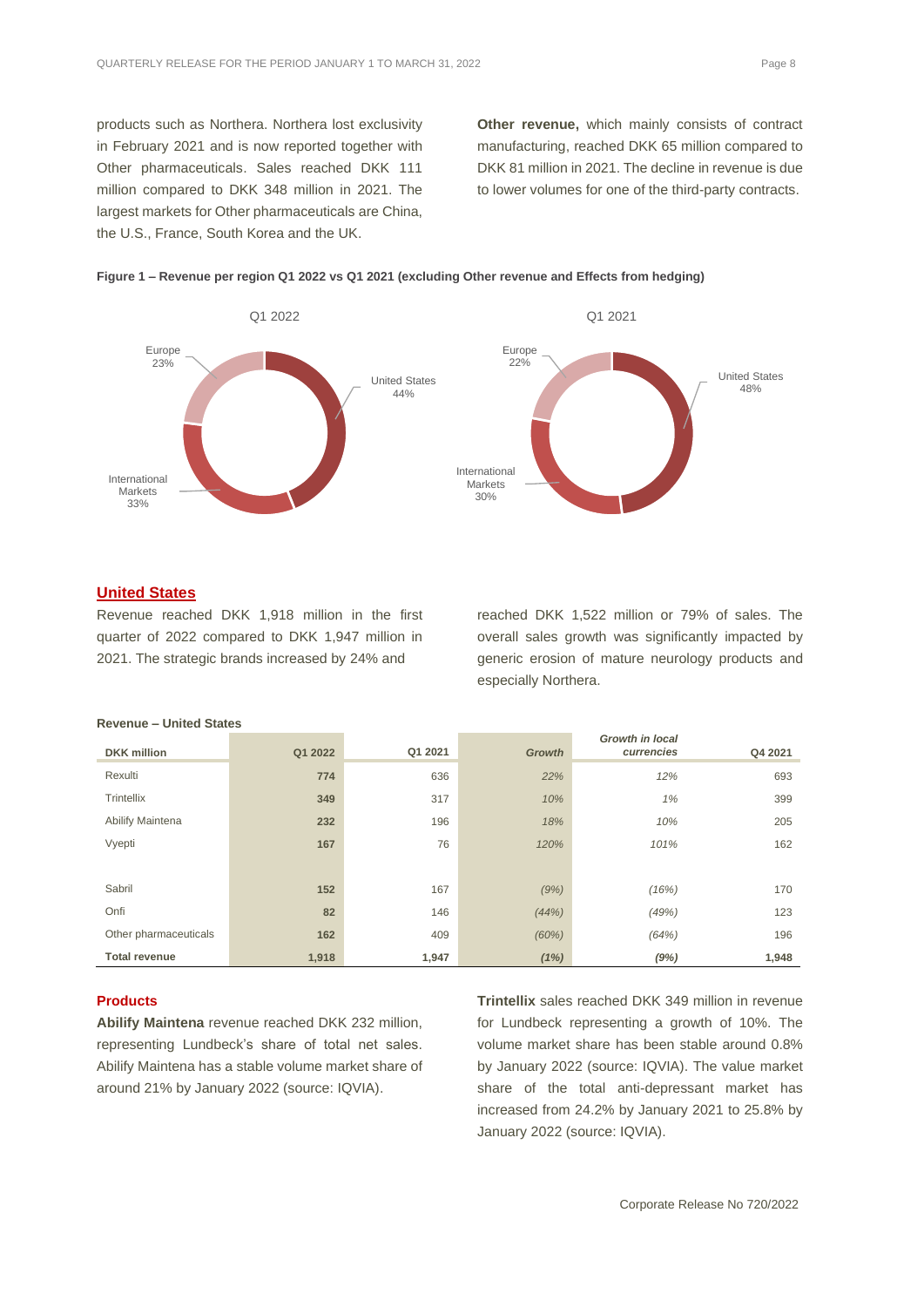products such as Northera. Northera lost exclusivity in February 2021 and is now reported together with Other pharmaceuticals. Sales reached DKK 111 million compared to DKK 348 million in 2021. The largest markets for Other pharmaceuticals are China, the U.S., France, South Korea and the UK.

**Other revenue,** which mainly consists of contract manufacturing, reached DKK 65 million compared to DKK 81 million in 2021. The decline in revenue is due to lower volumes for one of the third-party contracts.

**Figure 1 – Revenue per region Q1 2022 vs Q1 2021 (excluding Other revenue and Effects from hedging)**

Q1 2022: United States 44%, International Markets 33%, Europe 23%

Q1 2021: United States 48%, International Markets 30%, Europe 22%

## United States

Revenue reached DKK 1,918 million in the first quarter of 2022 compared to DKK 1,947 million in 2021. The strategic brands increased by 24% and reached DKK 1,522 million or 79% of sales. The overall sales growth was significantly impacted by generic erosion of mature neurology products and especially Northera.

**Revenue – United States**

| DKK million | Q1 2022 | Q1 2021 | *Growth* | *Growth in local currencies* | Q4 2021 |
|---|---|---|---|---|---|
| Rexulti | **774** | 636 | *22%* | *12%* | 693 |
| Trintellix | **349** | 317 | *10%* | *1%* | 399 |
| Abilify Maintena | **232** | 196 | *18%* | *10%* | 205 |
| Vyepti | **167** | 76 | *120%* | *101%* | 162 |
| | | | | | |
| Sabril | **152** | 167 | *(9%)* | *(16%)* | 170 |
| Onfi | **82** | 146 | *(44%)* | *(49%)* | 123 |
| Other pharmaceuticals | **162** | 409 | *(60%)* | *(64%)* | 196 |
| **Total revenue** | **1,918** | **1,947** | ***(1%)*** | ***(9%)*** | **1,948** |

### Products

**Abilify Maintena** revenue reached DKK 232 million, representing Lundbeck's share of total net sales. Abilify Maintena has a stable volume market share of around 21% by January 2022 (source: IQVIA).

**Trintellix** sales reached DKK 349 million in revenue for Lundbeck representing a growth of 10%. The volume market share has been stable around 0.8% by January 2022 (source: IQVIA). The value market share of the total anti-depressant market has increased from 24.2% by January 2021 to 25.8% by January 2022 (source: IQVIA).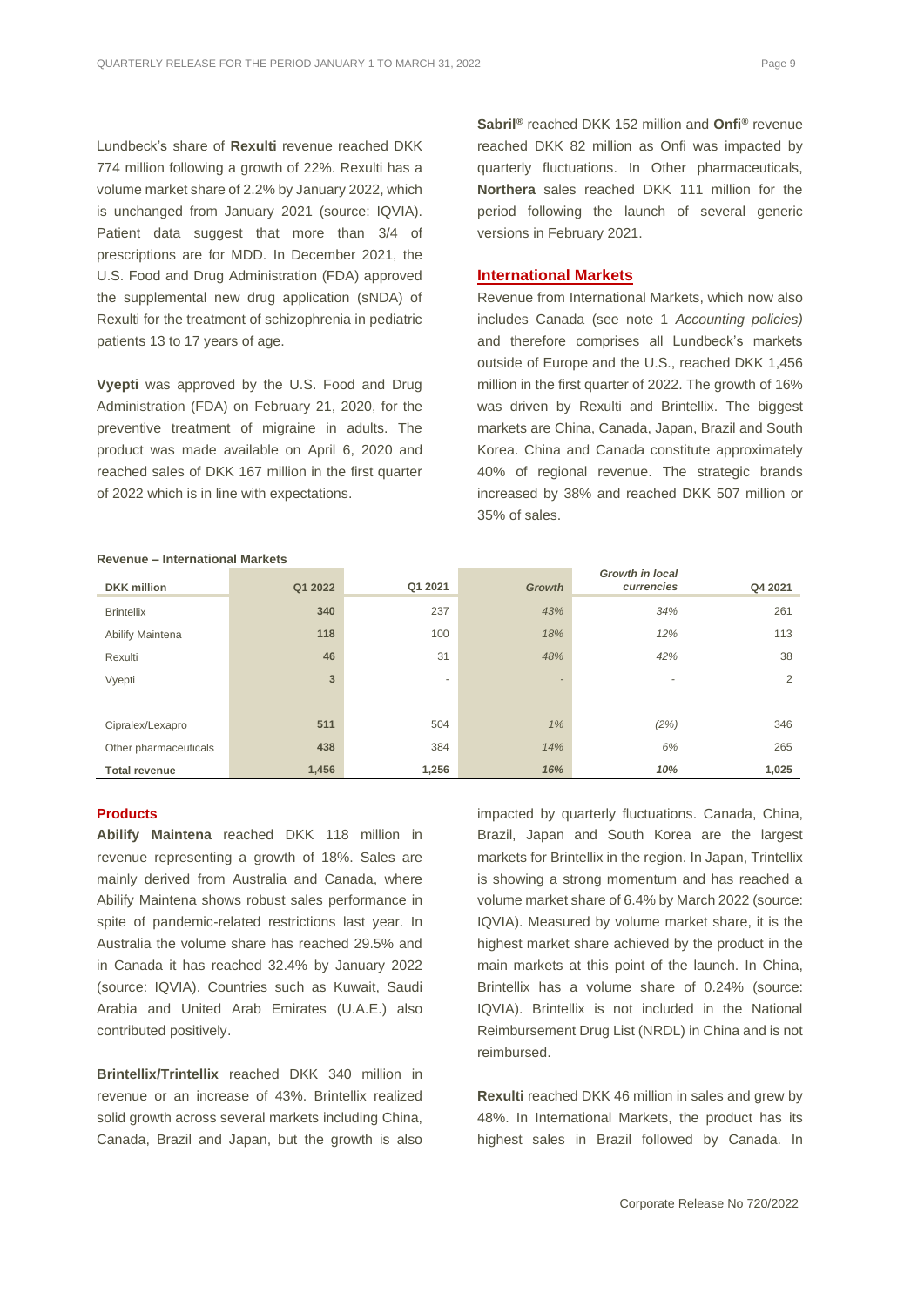Lundbeck's share of **Rexulti** revenue reached DKK 774 million following a growth of 22%. Rexulti has a volume market share of 2.2% by January 2022, which is unchanged from January 2021 (source: IQVIA). Patient data suggest that more than 3/4 of prescriptions are for MDD. In December 2021, the U.S. Food and Drug Administration (FDA) approved the supplemental new drug application (sNDA) of Rexulti for the treatment of schizophrenia in pediatric patients 13 to 17 years of age.

**Vyepti** was approved by the U.S. Food and Drug Administration (FDA) on February 21, 2020, for the preventive treatment of migraine in adults. The product was made available on April 6, 2020 and reached sales of DKK 167 million in the first quarter of 2022 which is in line with expectations.

**Sabril®** reached DKK 152 million and **Onfi®** revenue reached DKK 82 million as Onfi was impacted by quarterly fluctuations. In Other pharmaceuticals, **Northera** sales reached DKK 111 million for the period following the launch of several generic versions in February 2021.

## International Markets

Revenue from International Markets, which now also includes Canada (see note 1 *Accounting policies)* and therefore comprises all Lundbeck's markets outside of Europe and the U.S., reached DKK 1,456 million in the first quarter of 2022. The growth of 16% was driven by Rexulti and Brintellix. The biggest markets are China, Canada, Japan, Brazil and South Korea. China and Canada constitute approximately 40% of regional revenue. The strategic brands increased by 38% and reached DKK 507 million or 35% of sales.

**Revenue – International Markets**

| DKK million | Q1 2022 | Q1 2021 | *Growth* | *Growth in local currencies* | Q4 2021 |
|---|---|---|---|---|---|
| Brintellix | **340** | 237 | *43%* | *34%* | 261 |
| Abilify Maintena | **118** | 100 | *18%* | *12%* | 113 |
| Rexulti | **46** | 31 | *48%* | *42%* | 38 |
| Vyepti | **3** | - | - | - | 2 |
| | | | | | |
| Cipralex/Lexapro | **511** | 504 | *1%* | *(2%)* | 346 |
| Other pharmaceuticals | **438** | 384 | *14%* | *6%* | 265 |
| **Total revenue** | **1,456** | **1,256** | ***16%*** | ***10%*** | **1,025** |

### Products

**Abilify Maintena** reached DKK 118 million in revenue representing a growth of 18%. Sales are mainly derived from Australia and Canada, where Abilify Maintena shows robust sales performance in spite of pandemic-related restrictions last year. In Australia the volume share has reached 29.5% and in Canada it has reached 32.4% by January 2022 (source: IQVIA). Countries such as Kuwait, Saudi Arabia and United Arab Emirates (U.A.E.) also contributed positively.

**Brintellix/Trintellix** reached DKK 340 million in revenue or an increase of 43%. Brintellix realized solid growth across several markets including China, Canada, Brazil and Japan, but the growth is also impacted by quarterly fluctuations. Canada, China, Brazil, Japan and South Korea are the largest markets for Brintellix in the region. In Japan, Trintellix is showing a strong momentum and has reached a volume market share of 6.4% by March 2022 (source: IQVIA). Measured by volume market share, it is the highest market share achieved by the product in the main markets at this point of the launch. In China, Brintellix has a volume share of 0.24% (source: IQVIA). Brintellix is not included in the National Reimbursement Drug List (NRDL) in China and is not reimbursed.

**Rexulti** reached DKK 46 million in sales and grew by 48%. In International Markets, the product has its highest sales in Brazil followed by Canada. In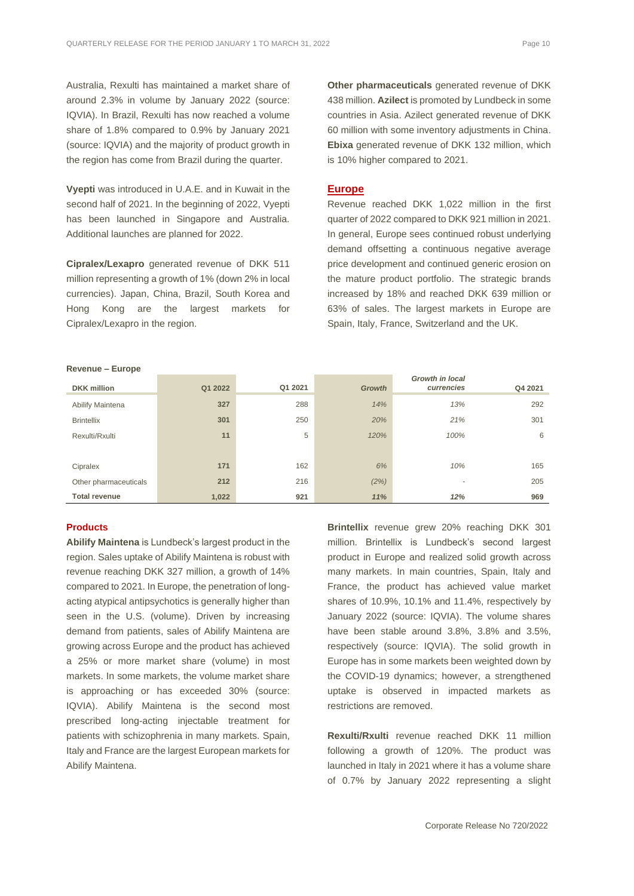Australia, Rexulti has maintained a market share of around 2.3% in volume by January 2022 (source: IQVIA). In Brazil, Rexulti has now reached a volume share of 1.8% compared to 0.9% by January 2021 (source: IQVIA) and the majority of product growth in the region has come from Brazil during the quarter.

**Vyepti** was introduced in U.A.E. and in Kuwait in the second half of 2021. In the beginning of 2022, Vyepti has been launched in Singapore and Australia. Additional launches are planned for 2022.

**Cipralex/Lexapro** generated revenue of DKK 511 million representing a growth of 1% (down 2% in local currencies). Japan, China, Brazil, South Korea and Hong Kong are the largest markets for Cipralex/Lexapro in the region.

**Other pharmaceuticals** generated revenue of DKK 438 million. **Azilect** is promoted by Lundbeck in some countries in Asia. Azilect generated revenue of DKK 60 million with some inventory adjustments in China. **Ebixa** generated revenue of DKK 132 million, which is 10% higher compared to 2021.

## Europe

Revenue reached DKK 1,022 million in the first quarter of 2022 compared to DKK 921 million in 2021. In general, Europe sees continued robust underlying demand offsetting a continuous negative average price development and continued generic erosion on the mature product portfolio. The strategic brands increased by 18% and reached DKK 639 million or 63% of sales. The largest markets in Europe are Spain, Italy, France, Switzerland and the UK.

**Revenue – Europe**

| DKK million | Q1 2022 | Q1 2021 | *Growth* | *Growth in local currencies* | Q4 2021 |
|---|---|---|---|---|---|
| Abilify Maintena | **327** | 288 | *14%* | *13%* | 292 |
| Brintellix | **301** | 250 | *20%* | *21%* | 301 |
| Rexulti/Rxulti | **11** | 5 | *120%* | *100%* | 6 |
| | | | | | |
| Cipralex | **171** | 162 | *6%* | *10%* | 165 |
| Other pharmaceuticals | **212** | 216 | *(2%)* | - | 205 |
| **Total revenue** | **1,022** | **921** | ***11%*** | ***12%*** | **969** |

### Products

**Abilify Maintena** is Lundbeck's largest product in the region. Sales uptake of Abilify Maintena is robust with revenue reaching DKK 327 million, a growth of 14% compared to 2021. In Europe, the penetration of long-acting atypical antipsychotics is generally higher than seen in the U.S. (volume). Driven by increasing demand from patients, sales of Abilify Maintena are growing across Europe and the product has achieved a 25% or more market share (volume) in most markets. In some markets, the volume market share is approaching or has exceeded 30% (source: IQVIA). Abilify Maintena is the second most prescribed long-acting injectable treatment for patients with schizophrenia in many markets. Spain, Italy and France are the largest European markets for Abilify Maintena.

**Brintellix** revenue grew 20% reaching DKK 301 million. Brintellix is Lundbeck's second largest product in Europe and realized solid growth across many markets. In main countries, Spain, Italy and France, the product has achieved value market shares of 10.9%, 10.1% and 11.4%, respectively by January 2022 (source: IQVIA). The volume shares have been stable around 3.8%, 3.8% and 3.5%, respectively (source: IQVIA). The solid growth in Europe has in some markets been weighted down by the COVID-19 dynamics; however, a strengthened uptake is observed in impacted markets as restrictions are removed.

**Rexulti/Rxulti** revenue reached DKK 11 million following a growth of 120%. The product was launched in Italy in 2021 where it has a volume share of 0.7% by January 2022 representing a slight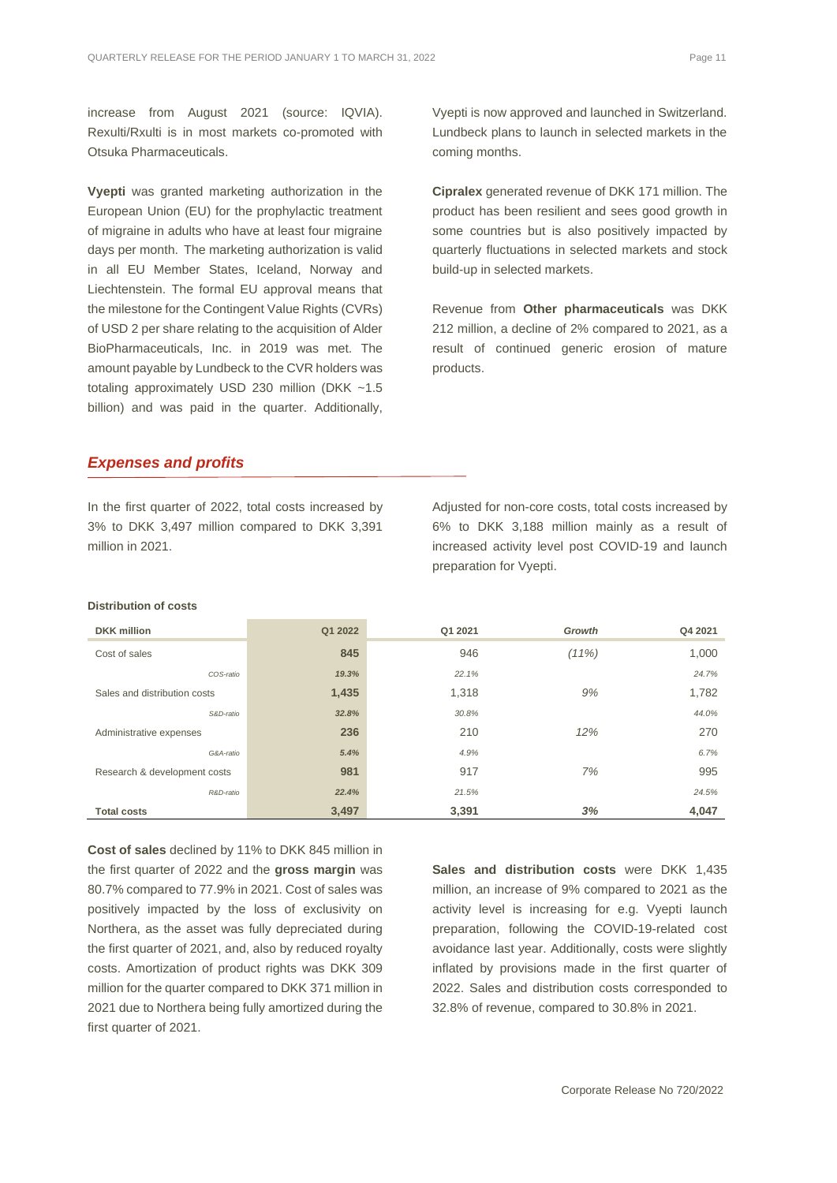increase from August 2021 (source: IQVIA). Rexulti/Rxulti is in most markets co-promoted with Otsuka Pharmaceuticals.

**Vyepti** was granted marketing authorization in the European Union (EU) for the prophylactic treatment of migraine in adults who have at least four migraine days per month. The marketing authorization is valid in all EU Member States, Iceland, Norway and Liechtenstein. The formal EU approval means that the milestone for the Contingent Value Rights (CVRs) of USD 2 per share relating to the acquisition of Alder BioPharmaceuticals, Inc. in 2019 was met. The amount payable by Lundbeck to the CVR holders was totaling approximately USD 230 million (DKK ~1.5 billion) and was paid in the quarter. Additionally, Vyepti is now approved and launched in Switzerland. Lundbeck plans to launch in selected markets in the coming months.

**Cipralex** generated revenue of DKK 171 million. The product has been resilient and sees good growth in some countries but is also positively impacted by quarterly fluctuations in selected markets and stock build-up in selected markets.

Revenue from **Other pharmaceuticals** was DKK 212 million, a decline of 2% compared to 2021, as a result of continued generic erosion of mature products.

## *Expenses and profits*

In the first quarter of 2022, total costs increased by 3% to DKK 3,497 million compared to DKK 3,391 million in 2021.

Adjusted for non-core costs, total costs increased by 6% to DKK 3,188 million mainly as a result of increased activity level post COVID-19 and launch preparation for Vyepti.

**Distribution of costs**

| DKK million | Q1 2022 | Q1 2021 | *Growth* | Q4 2021 |
|---|---|---|---|---|
| Cost of sales | **845** | 946 | *(11%)* | 1,000 |
| *COS-ratio* | ***19.3%*** | *22.1%* | | *24.7%* |
| Sales and distribution costs | **1,435** | 1,318 | *9%* | 1,782 |
| *S&D-ratio* | ***32.8%*** | *30.8%* | | *44.0%* |
| Administrative expenses | **236** | 210 | *12%* | 270 |
| *G&A-ratio* | ***5.4%*** | *4.9%* | | *6.7%* |
| Research & development costs | **981** | 917 | *7%* | 995 |
| *R&D-ratio* | ***22.4%*** | *21.5%* | | *24.5%* |
| **Total costs** | **3,497** | **3,391** | ***3%*** | **4,047** |

**Cost of sales** declined by 11% to DKK 845 million in the first quarter of 2022 and the **gross margin** was 80.7% compared to 77.9% in 2021. Cost of sales was positively impacted by the loss of exclusivity on Northera, as the asset was fully depreciated during the first quarter of 2021, and, also by reduced royalty costs. Amortization of product rights was DKK 309 million for the quarter compared to DKK 371 million in 2021 due to Northera being fully amortized during the first quarter of 2021.

**Sales and distribution costs** were DKK 1,435 million, an increase of 9% compared to 2021 as the activity level is increasing for e.g. Vyepti launch preparation, following the COVID-19-related cost avoidance last year. Additionally, costs were slightly inflated by provisions made in the first quarter of 2022. Sales and distribution costs corresponded to 32.8% of revenue, compared to 30.8% in 2021.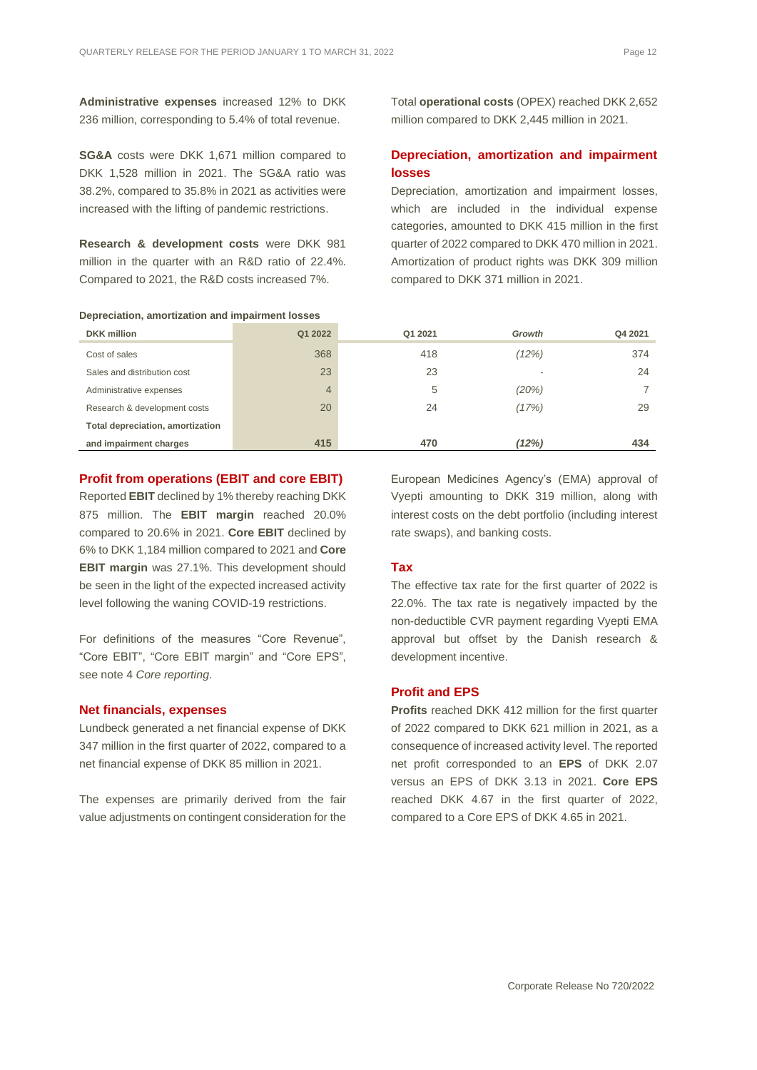**Administrative expenses** increased 12% to DKK 236 million, corresponding to 5.4% of total revenue.

**SG&A** costs were DKK 1,671 million compared to DKK 1,528 million in 2021. The SG&A ratio was 38.2%, compared to 35.8% in 2021 as activities were increased with the lifting of pandemic restrictions.

**Research & development costs** were DKK 981 million in the quarter with an R&D ratio of 22.4%. Compared to 2021, the R&D costs increased 7%.

Total **operational costs** (OPEX) reached DKK 2,652 million compared to DKK 2,445 million in 2021.

## Depreciation, amortization and impairment losses

Depreciation, amortization and impairment losses, which are included in the individual expense categories, amounted to DKK 415 million in the first quarter of 2022 compared to DKK 470 million in 2021. Amortization of product rights was DKK 309 million compared to DKK 371 million in 2021.

**Depreciation, amortization and impairment losses**

| DKK million | Q1 2022 | Q1 2021 | *Growth* | Q4 2021 |
|---|---|---|---|---|
| Cost of sales | 368 | 418 | *(12%)* | 374 |
| Sales and distribution cost | 23 | 23 | - | 24 |
| Administrative expenses | 4 | 5 | *(20%)* | 7 |
| Research & development costs | 20 | 24 | *(17%)* | 29 |
| **Total depreciation, amortization and impairment charges** | **415** | **470** | ***(12%)*** | **434** |

## Profit from operations (EBIT and core EBIT)

Reported **EBIT** declined by 1% thereby reaching DKK 875 million. The **EBIT margin** reached 20.0% compared to 20.6% in 2021. **Core EBIT** declined by 6% to DKK 1,184 million compared to 2021 and **Core EBIT margin** was 27.1%. This development should be seen in the light of the expected increased activity level following the waning COVID-19 restrictions.

For definitions of the measures "Core Revenue", "Core EBIT", "Core EBIT margin" and "Core EPS", see note 4 *Core reporting*.

## Net financials, expenses

Lundbeck generated a net financial expense of DKK 347 million in the first quarter of 2022, compared to a net financial expense of DKK 85 million in 2021.

The expenses are primarily derived from the fair value adjustments on contingent consideration for the European Medicines Agency's (EMA) approval of Vyepti amounting to DKK 319 million, along with interest costs on the debt portfolio (including interest rate swaps), and banking costs.

## Tax

The effective tax rate for the first quarter of 2022 is 22.0%. The tax rate is negatively impacted by the non-deductible CVR payment regarding Vyepti EMA approval but offset by the Danish research & development incentive.

## Profit and EPS

**Profits** reached DKK 412 million for the first quarter of 2022 compared to DKK 621 million in 2021, as a consequence of increased activity level. The reported net profit corresponded to an **EPS** of DKK 2.07 versus an EPS of DKK 3.13 in 2021. **Core EPS** reached DKK 4.67 in the first quarter of 2022, compared to a Core EPS of DKK 4.65 in 2021.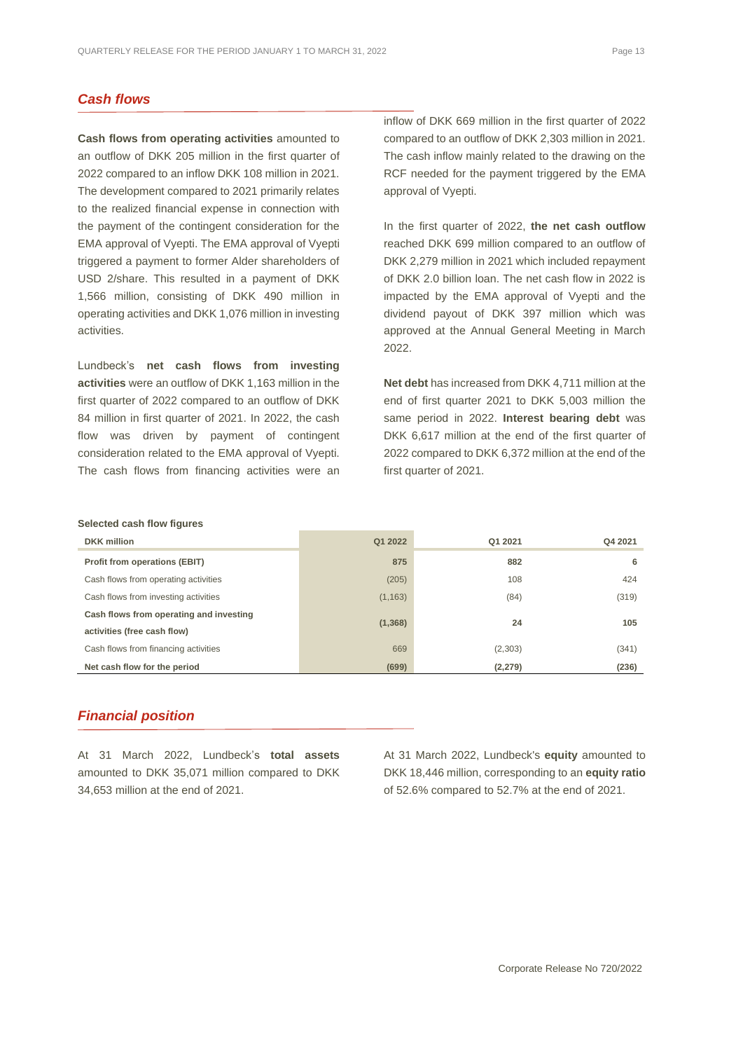## *Cash flows*

**Cash flows from operating activities** amounted to an outflow of DKK 205 million in the first quarter of 2022 compared to an inflow DKK 108 million in 2021. The development compared to 2021 primarily relates to the realized financial expense in connection with the payment of the contingent consideration for the EMA approval of Vyepti. The EMA approval of Vyepti triggered a payment to former Alder shareholders of USD 2/share. This resulted in a payment of DKK 1,566 million, consisting of DKK 490 million in operating activities and DKK 1,076 million in investing activities.

Lundbeck's **net cash flows from investing activities** were an outflow of DKK 1,163 million in the first quarter of 2022 compared to an outflow of DKK 84 million in first quarter of 2021. In 2022, the cash flow was driven by payment of contingent consideration related to the EMA approval of Vyepti. The cash flows from financing activities were an inflow of DKK 669 million in the first quarter of 2022 compared to an outflow of DKK 2,303 million in 2021. The cash inflow mainly related to the drawing on the RCF needed for the payment triggered by the EMA approval of Vyepti.

In the first quarter of 2022, **the net cash outflow** reached DKK 699 million compared to an outflow of DKK 2,279 million in 2021 which included repayment of DKK 2.0 billion loan. The net cash flow in 2022 is impacted by the EMA approval of Vyepti and the dividend payout of DKK 397 million which was approved at the Annual General Meeting in March 2022.

**Net debt** has increased from DKK 4,711 million at the end of first quarter 2021 to DKK 5,003 million the same period in 2022. **Interest bearing debt** was DKK 6,617 million at the end of the first quarter of 2022 compared to DKK 6,372 million at the end of the first quarter of 2021.

**Selected cash flow figures**

| DKK million | Q1 2022 | Q1 2021 | Q4 2021 |
|---|---|---|---|
| **Profit from operations (EBIT)** | **875** | **882** | **6** |
| Cash flows from operating activities | (205) | 108 | 424 |
| Cash flows from investing activities | (1,163) | (84) | (319) |
| **Cash flows from operating and investing activities (free cash flow)** | **(1,368)** | **24** | **105** |
| Cash flows from financing activities | 669 | (2,303) | (341) |
| **Net cash flow for the period** | **(699)** | **(2,279)** | **(236)** |

## *Financial position*

At 31 March 2022, Lundbeck's **total assets** amounted to DKK 35,071 million compared to DKK 34,653 million at the end of 2021.

At 31 March 2022, Lundbeck's **equity** amounted to DKK 18,446 million, corresponding to an **equity ratio** of 52.6% compared to 52.7% at the end of 2021.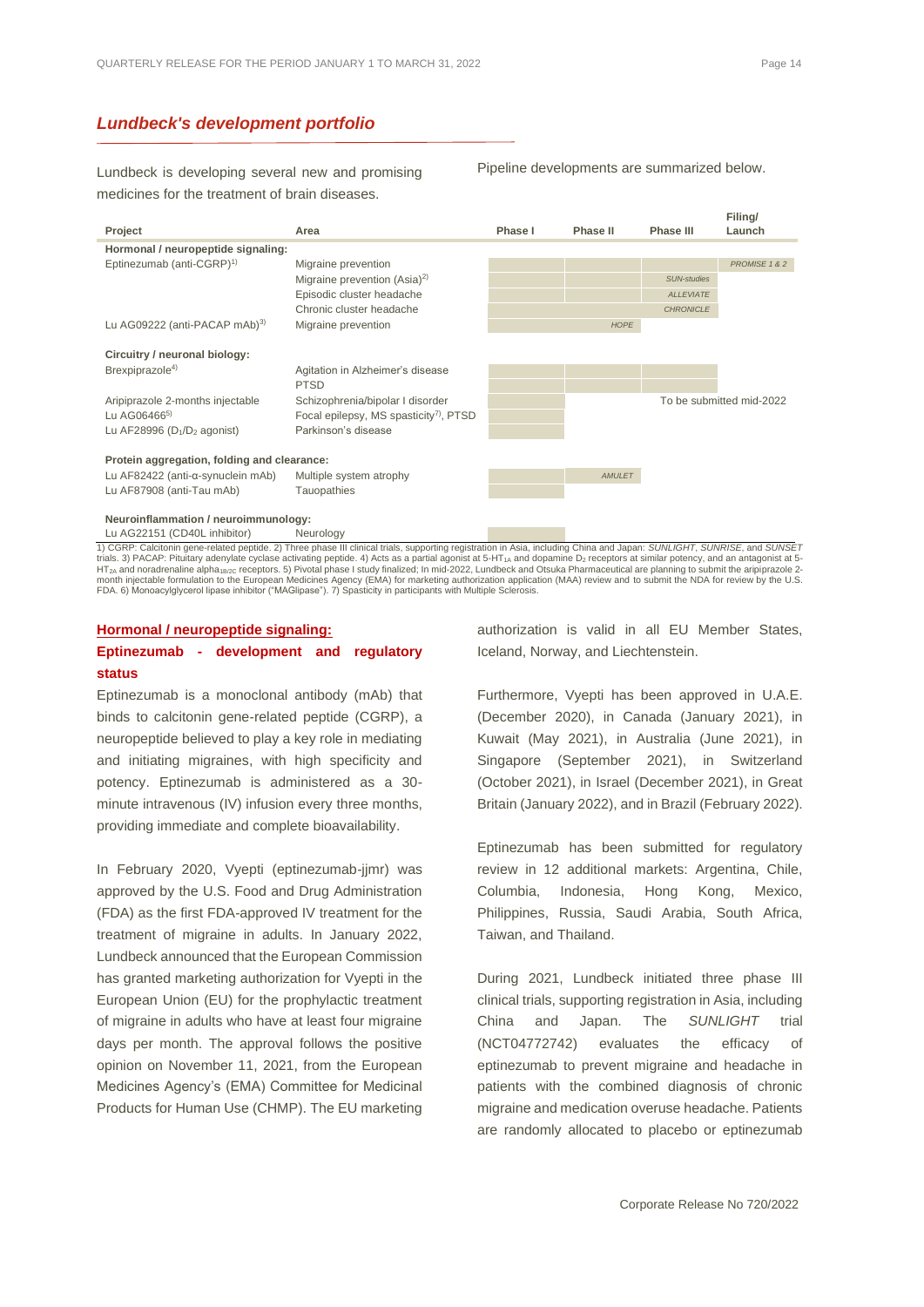## *Lundbeck's development portfolio*

Lundbeck is developing several new and promising medicines for the treatment of brain diseases.

Pipeline developments are summarized below.

| Project | Area | Phase I | Phase II | Phase III | Filing/ Launch |
|---|---|---|---|---|---|
| **Hormonal / neuropeptide signaling:** | | | | | |
| Eptinezumab (anti-CGRP)[1] | Migraine prevention | | | | *PROMISE 1 & 2* |
| | Migraine prevention (Asia)[2] | | | *SUN-studies* | |
| | Episodic cluster headache | | | *ALLEVIATE* | |
| | Chronic cluster headache | | | *CHRONICLE* | |
| Lu AG09222 (anti-PACAP mAb)[3] | Migraine prevention | | *HOPE* | | |
| **Circuitry / neuronal biology:** | | | | | |
| Brexpiprazole[4] | Agitation in Alzheimer's disease | | | | |
| | PTSD | | | | |
| Aripiprazole 2-months injectable | Schizophrenia/bipolar I disorder | | | To be submitted mid-2022 | |
| Lu AG06466[5] | Focal epilepsy, MS spasticity[7], PTSD | | | | |
| Lu AF28996 ($D_1$/$D_2$ agonist) | Parkinson's disease | | | | |
| **Protein aggregation, folding and clearance:** | | | | | |
| Lu AF82422 (anti-α-synuclein mAb) | Multiple system atrophy | | *AMULET* | | |
| Lu AF87908 (anti-Tau mAb) | Tauopathies | | | | |
| **Neuroinflammation / neuroimmunology:** | | | | | |
| Lu AG22151 (CD40L inhibitor) | Neurology | | | | |

1) CGRP: Calcitonin gene-related peptide. 2) Three phase III clinical trials, supporting registration in Asia, including China and Japan: *SUNLIGHT*, *SUNRISE*, and *SUNSET* trials. 3) PACAP: Pituitary adenylate cyclase activating peptide. 4) Acts as a partial agonist at 5-$HT_{1A}$ and dopamine $D_2$ receptors at similar potency, and an antagonist at 5-$HT_{2A}$ and noradrenaline alpha$_{1B/2C}$ receptors. 5) Pivotal phase I study finalized; In mid-2022, Lundbeck and Otsuka Pharmaceutical are planning to submit the aripiprazole 2-month injectable formulation to the European Medicines Agency (EMA) for marketing authorization application (MAA) review and to submit the NDA for review by the U.S. FDA. 6) Monoacylglycerol lipase inhibitor ("MAGlipase"). 7) Spasticity in participants with Multiple Sclerosis.

### Hormonal / neuropeptide signaling:

### Eptinezumab - development and regulatory status

Eptinezumab is a monoclonal antibody (mAb) that binds to calcitonin gene-related peptide (CGRP), a neuropeptide believed to play a key role in mediating and initiating migraines, with high specificity and potency. Eptinezumab is administered as a 30-minute intravenous (IV) infusion every three months, providing immediate and complete bioavailability.

In February 2020, Vyepti (eptinezumab-jjmr) was approved by the U.S. Food and Drug Administration (FDA) as the first FDA-approved IV treatment for the treatment of migraine in adults. In January 2022, Lundbeck announced that the European Commission has granted marketing authorization for Vyepti in the European Union (EU) for the prophylactic treatment of migraine in adults who have at least four migraine days per month. The approval follows the positive opinion on November 11, 2021, from the European Medicines Agency's (EMA) Committee for Medicinal Products for Human Use (CHMP). The EU marketing authorization is valid in all EU Member States, Iceland, Norway, and Liechtenstein.

Furthermore, Vyepti has been approved in U.A.E. (December 2020), in Canada (January 2021), in Kuwait (May 2021), in Australia (June 2021), in Singapore (September 2021), in Switzerland (October 2021), in Israel (December 2021), in Great Britain (January 2022), and in Brazil (February 2022).

Eptinezumab has been submitted for regulatory review in 12 additional markets: Argentina, Chile, Columbia, Indonesia, Hong Kong, Mexico, Philippines, Russia, Saudi Arabia, South Africa, Taiwan, and Thailand.

During 2021, Lundbeck initiated three phase III clinical trials, supporting registration in Asia, including China and Japan. The *SUNLIGHT* trial (NCT04772742) evaluates the efficacy of eptinezumab to prevent migraine and headache in patients with the combined diagnosis of chronic migraine and medication overuse headache. Patients are randomly allocated to placebo or eptinezumab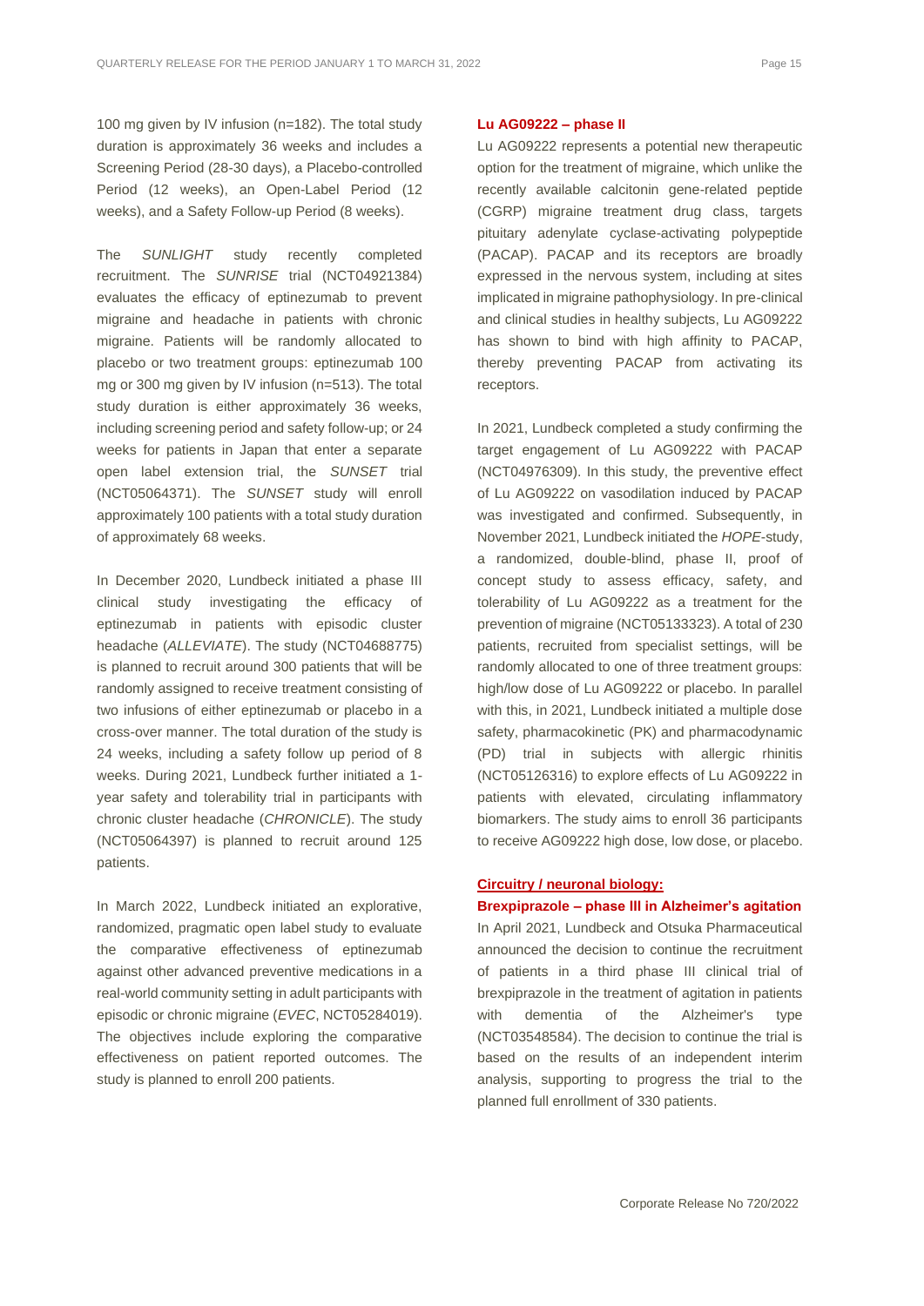100 mg given by IV infusion (n=182). The total study duration is approximately 36 weeks and includes a Screening Period (28-30 days), a Placebo-controlled Period (12 weeks), an Open-Label Period (12 weeks), and a Safety Follow-up Period (8 weeks).

The *SUNLIGHT* study recently completed recruitment. The *SUNRISE* trial (NCT04921384) evaluates the efficacy of eptinezumab to prevent migraine and headache in patients with chronic migraine. Patients will be randomly allocated to placebo or two treatment groups: eptinezumab 100 mg or 300 mg given by IV infusion (n=513). The total study duration is either approximately 36 weeks, including screening period and safety follow-up; or 24 weeks for patients in Japan that enter a separate open label extension trial, the *SUNSET* trial (NCT05064371). The *SUNSET* study will enroll approximately 100 patients with a total study duration of approximately 68 weeks.

In December 2020, Lundbeck initiated a phase III clinical study investigating the efficacy of eptinezumab in patients with episodic cluster headache (*ALLEVIATE*). The study (NCT04688775) is planned to recruit around 300 patients that will be randomly assigned to receive treatment consisting of two infusions of either eptinezumab or placebo in a cross-over manner. The total duration of the study is 24 weeks, including a safety follow up period of 8 weeks. During 2021, Lundbeck further initiated a 1-year safety and tolerability trial in participants with chronic cluster headache (*CHRONICLE*). The study (NCT05064397) is planned to recruit around 125 patients.

In March 2022, Lundbeck initiated an explorative, randomized, pragmatic open label study to evaluate the comparative effectiveness of eptinezumab against other advanced preventive medications in a real-world community setting in adult participants with episodic or chronic migraine (*EVEC*, NCT05284019). The objectives include exploring the comparative effectiveness on patient reported outcomes. The study is planned to enroll 200 patients.

**Lu AG09222 – phase II**

Lu AG09222 represents a potential new therapeutic option for the treatment of migraine, which unlike the recently available calcitonin gene-related peptide (CGRP) migraine treatment drug class, targets pituitary adenylate cyclase-activating polypeptide (PACAP). PACAP and its receptors are broadly expressed in the nervous system, including at sites implicated in migraine pathophysiology. In pre-clinical and clinical studies in healthy subjects, Lu AG09222 has shown to bind with high affinity to PACAP, thereby preventing PACAP from activating its receptors.

In 2021, Lundbeck completed a study confirming the target engagement of Lu AG09222 with PACAP (NCT04976309). In this study, the preventive effect of Lu AG09222 on vasodilation induced by PACAP was investigated and confirmed. Subsequently, in November 2021, Lundbeck initiated the *HOPE*-study, a randomized, double-blind, phase II, proof of concept study to assess efficacy, safety, and tolerability of Lu AG09222 as a treatment for the prevention of migraine (NCT05133323). A total of 230 patients, recruited from specialist settings, will be randomly allocated to one of three treatment groups: high/low dose of Lu AG09222 or placebo. In parallel with this, in 2021, Lundbeck initiated a multiple dose safety, pharmacokinetic (PK) and pharmacodynamic (PD) trial in subjects with allergic rhinitis (NCT05126316) to explore effects of Lu AG09222 in patients with elevated, circulating inflammatory biomarkers. The study aims to enroll 36 participants to receive AG09222 high dose, low dose, or placebo.

**Circuitry / neuronal biology:**

**Brexpiprazole – phase III in Alzheimer's agitation**

In April 2021, Lundbeck and Otsuka Pharmaceutical announced the decision to continue the recruitment of patients in a third phase III clinical trial of brexpiprazole in the treatment of agitation in patients with dementia of the Alzheimer's type (NCT03548584). The decision to continue the trial is based on the results of an independent interim analysis, supporting to progress the trial to the planned full enrollment of 330 patients.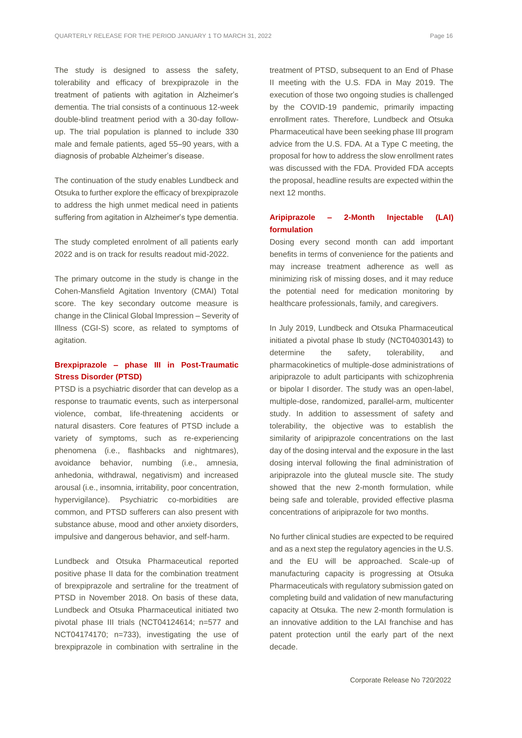The study is designed to assess the safety, tolerability and efficacy of brexpiprazole in the treatment of patients with agitation in Alzheimer's dementia. The trial consists of a continuous 12-week double-blind treatment period with a 30-day follow-up. The trial population is planned to include 330 male and female patients, aged 55–90 years, with a diagnosis of probable Alzheimer's disease.

The continuation of the study enables Lundbeck and Otsuka to further explore the efficacy of brexpiprazole to address the high unmet medical need in patients suffering from agitation in Alzheimer's type dementia.

The study completed enrolment of all patients early 2022 and is on track for results readout mid-2022.

The primary outcome in the study is change in the Cohen-Mansfield Agitation Inventory (CMAI) Total score. The key secondary outcome measure is change in the Clinical Global Impression – Severity of Illness (CGI-S) score, as related to symptoms of agitation.

### Brexpiprazole – phase III in Post-Traumatic Stress Disorder (PTSD)

PTSD is a psychiatric disorder that can develop as a response to traumatic events, such as interpersonal violence, combat, life-threatening accidents or natural disasters. Core features of PTSD include a variety of symptoms, such as re-experiencing phenomena (i.e., flashbacks and nightmares), avoidance behavior, numbing (i.e., amnesia, anhedonia, withdrawal, negativism) and increased arousal (i.e., insomnia, irritability, poor concentration, hypervigilance). Psychiatric co-morbidities are common, and PTSD sufferers can also present with substance abuse, mood and other anxiety disorders, impulsive and dangerous behavior, and self-harm.

Lundbeck and Otsuka Pharmaceutical reported positive phase II data for the combination treatment of brexpiprazole and sertraline for the treatment of PTSD in November 2018. On basis of these data, Lundbeck and Otsuka Pharmaceutical initiated two pivotal phase III trials (NCT04124614; n=577 and NCT04174170; n=733), investigating the use of brexpiprazole in combination with sertraline in the treatment of PTSD, subsequent to an End of Phase II meeting with the U.S. FDA in May 2019. The execution of those two ongoing studies is challenged by the COVID-19 pandemic, primarily impacting enrollment rates. Therefore, Lundbeck and Otsuka Pharmaceutical have been seeking phase III program advice from the U.S. FDA. At a Type C meeting, the proposal for how to address the slow enrollment rates was discussed with the FDA. Provided FDA accepts the proposal, headline results are expected within the next 12 months.

### Aripiprazole – 2-Month Injectable (LAI) formulation

Dosing every second month can add important benefits in terms of convenience for the patients and may increase treatment adherence as well as minimizing risk of missing doses, and it may reduce the potential need for medication monitoring by healthcare professionals, family, and caregivers.

In July 2019, Lundbeck and Otsuka Pharmaceutical initiated a pivotal phase Ib study (NCT04030143) to determine the safety, tolerability, and pharmacokinetics of multiple-dose administrations of aripiprazole to adult participants with schizophrenia or bipolar I disorder. The study was an open-label, multiple-dose, randomized, parallel-arm, multicenter study. In addition to assessment of safety and tolerability, the objective was to establish the similarity of aripiprazole concentrations on the last day of the dosing interval and the exposure in the last dosing interval following the final administration of aripiprazole into the gluteal muscle site. The study showed that the new 2-month formulation, while being safe and tolerable, provided effective plasma concentrations of aripiprazole for two months.

No further clinical studies are expected to be required and as a next step the regulatory agencies in the U.S. and the EU will be approached. Scale-up of manufacturing capacity is progressing at Otsuka Pharmaceuticals with regulatory submission gated on completing build and validation of new manufacturing capacity at Otsuka. The new 2-month formulation is an innovative addition to the LAI franchise and has patent protection until the early part of the next decade.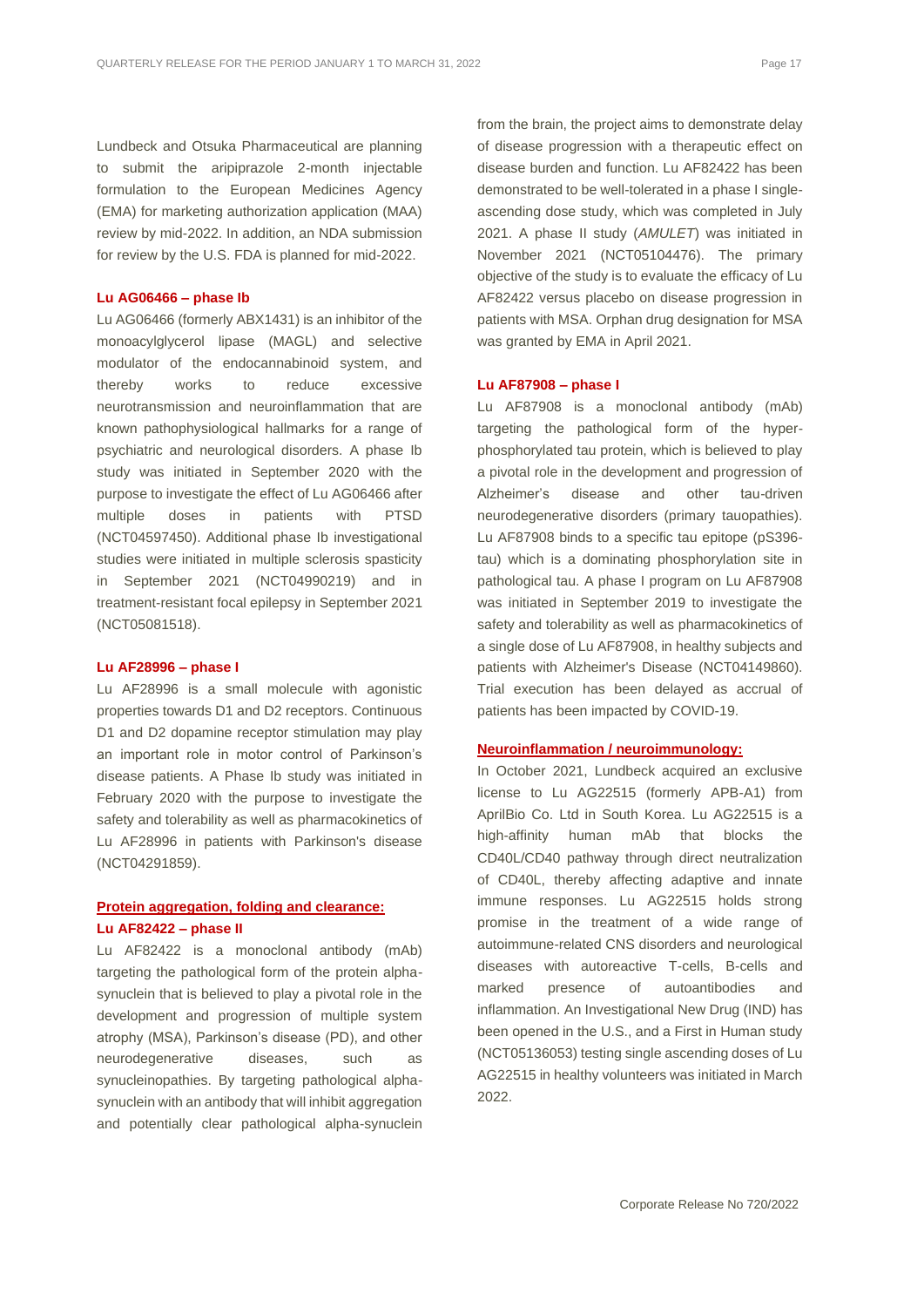Lundbeck and Otsuka Pharmaceutical are planning to submit the aripiprazole 2-month injectable formulation to the European Medicines Agency (EMA) for marketing authorization application (MAA) review by mid-2022. In addition, an NDA submission for review by the U.S. FDA is planned for mid-2022.

**Lu AG06466 – phase Ib**

Lu AG06466 (formerly ABX1431) is an inhibitor of the monoacylglycerol lipase (MAGL) and selective modulator of the endocannabinoid system, and thereby works to reduce excessive neurotransmission and neuroinflammation that are known pathophysiological hallmarks for a range of psychiatric and neurological disorders. A phase Ib study was initiated in September 2020 with the purpose to investigate the effect of Lu AG06466 after multiple doses in patients with PTSD (NCT04597450). Additional phase Ib investigational studies were initiated in multiple sclerosis spasticity in September 2021 (NCT04990219) and in treatment-resistant focal epilepsy in September 2021 (NCT05081518).

**Lu AF28996 – phase I**

Lu AF28996 is a small molecule with agonistic properties towards D1 and D2 receptors. Continuous D1 and D2 dopamine receptor stimulation may play an important role in motor control of Parkinson's disease patients. A Phase Ib study was initiated in February 2020 with the purpose to investigate the safety and tolerability as well as pharmacokinetics of Lu AF28996 in patients with Parkinson's disease (NCT04291859).

**Protein aggregation, folding and clearance:**

**Lu AF82422 – phase II**

Lu AF82422 is a monoclonal antibody (mAb) targeting the pathological form of the protein alpha-synuclein that is believed to play a pivotal role in the development and progression of multiple system atrophy (MSA), Parkinson's disease (PD), and other neurodegenerative diseases, such as synucleinopathies. By targeting pathological alpha-synuclein with an antibody that will inhibit aggregation and potentially clear pathological alpha-synuclein from the brain, the project aims to demonstrate delay of disease progression with a therapeutic effect on disease burden and function. Lu AF82422 has been demonstrated to be well-tolerated in a phase I single-ascending dose study, which was completed in July 2021. A phase II study (*AMULET*) was initiated in November 2021 (NCT05104476). The primary objective of the study is to evaluate the efficacy of Lu AF82422 versus placebo on disease progression in patients with MSA. Orphan drug designation for MSA was granted by EMA in April 2021.

**Lu AF87908 – phase I**

Lu AF87908 is a monoclonal antibody (mAb) targeting the pathological form of the hyper-phosphorylated tau protein, which is believed to play a pivotal role in the development and progression of Alzheimer's disease and other tau-driven neurodegenerative disorders (primary tauopathies). Lu AF87908 binds to a specific tau epitope (pS396-tau) which is a dominating phosphorylation site in pathological tau. A phase I program on Lu AF87908 was initiated in September 2019 to investigate the safety and tolerability as well as pharmacokinetics of a single dose of Lu AF87908, in healthy subjects and patients with Alzheimer's Disease (NCT04149860). Trial execution has been delayed as accrual of patients has been impacted by COVID-19.

**Neuroinflammation / neuroimmunology:**

In October 2021, Lundbeck acquired an exclusive license to Lu AG22515 (formerly APB-A1) from AprilBio Co. Ltd in South Korea. Lu AG22515 is a high-affinity human mAb that blocks the CD40L/CD40 pathway through direct neutralization of CD40L, thereby affecting adaptive and innate immune responses. Lu AG22515 holds strong promise in the treatment of a wide range of autoimmune-related CNS disorders and neurological diseases with autoreactive T-cells, B-cells and marked presence of autoantibodies and inflammation. An Investigational New Drug (IND) has been opened in the U.S., and a First in Human study (NCT05136053) testing single ascending doses of Lu AG22515 in healthy volunteers was initiated in March 2022.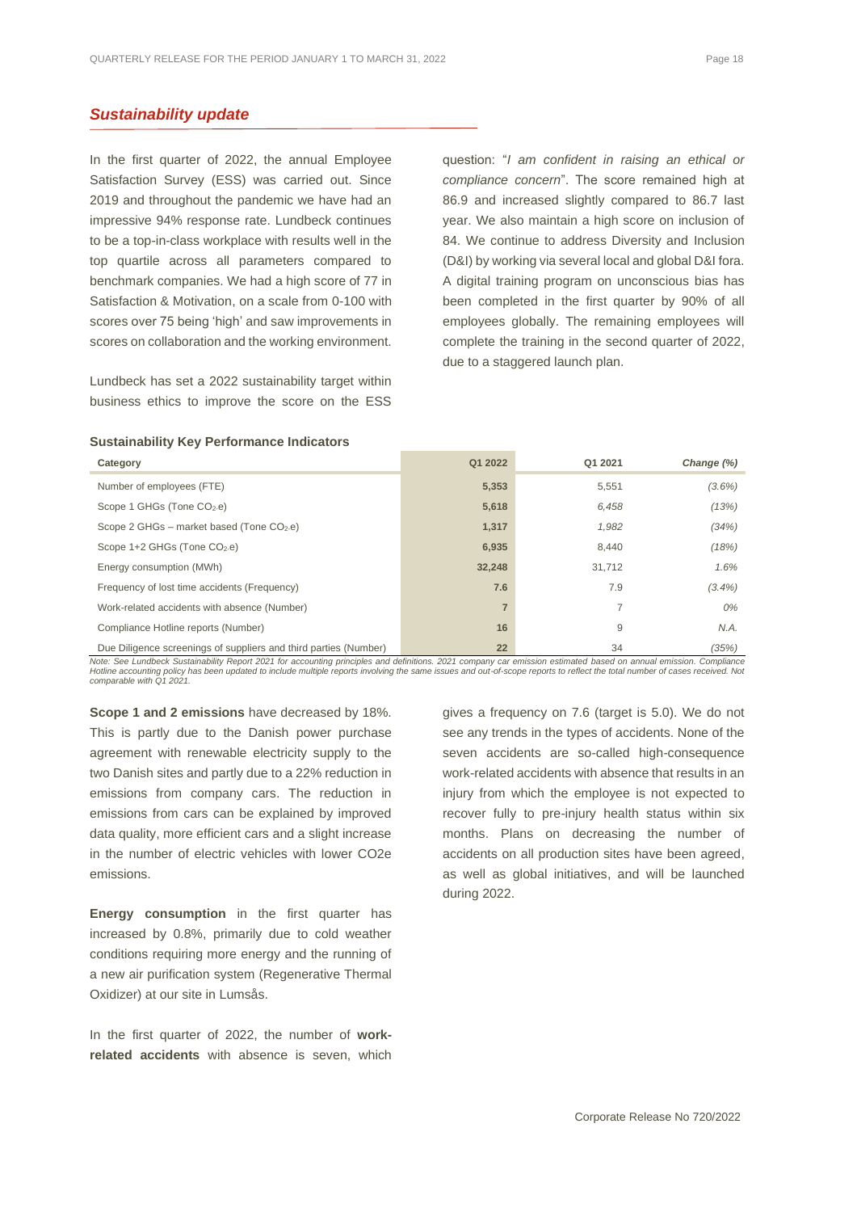## *Sustainability update*

In the first quarter of 2022, the annual Employee Satisfaction Survey (ESS) was carried out. Since 2019 and throughout the pandemic we have had an impressive 94% response rate. Lundbeck continues to be a top-in-class workplace with results well in the top quartile across all parameters compared to benchmark companies. We had a high score of 77 in Satisfaction & Motivation, on a scale from 0-100 with scores over 75 being 'high' and saw improvements in scores on collaboration and the working environment.

Lundbeck has set a 2022 sustainability target within business ethics to improve the score on the ESS question: "*I am confident in raising an ethical or compliance concern*". The score remained high at 86.9 and increased slightly compared to 86.7 last year. We also maintain a high score on inclusion of 84. We continue to address Diversity and Inclusion (D&I) by working via several local and global D&I fora. A digital training program on unconscious bias has been completed in the first quarter by 90% of all employees globally. The remaining employees will complete the training in the second quarter of 2022, due to a staggered launch plan.

**Sustainability Key Performance Indicators**

| Category | Q1 2022 | Q1 2021 | *Change (%)* |
|---|---|---|---|
| Number of employees (FTE) | **5,353** | 5,551 | *(3.6%)* |
| Scope 1 GHGs (Tone $CO_2$e) | **5,618** | *6,458* | *(13%)* |
| Scope 2 GHGs – market based (Tone $CO_2$e) | **1,317** | *1,982* | *(34%)* |
| Scope 1+2 GHGs (Tone $CO_2$e) | **6,935** | 8,440 | *(18%)* |
| Energy consumption (MWh) | **32,248** | 31,712 | *1.6%* |
| Frequency of lost time accidents (Frequency) | **7.6** | 7.9 | *(3.4%)* |
| Work-related accidents with absence (Number) | **7** | 7 | *0%* |
| Compliance Hotline reports (Number) | **16** | 9 | *N.A.* |
| Due Diligence screenings of suppliers and third parties (Number) | **22** | 34 | *(35%)* |

*Note: See Lundbeck Sustainability Report 2021 for accounting principles and definitions. 2021 company car emission estimated based on annual emission. Compliance Hotline accounting policy has been updated to include multiple reports involving the same issues and out-of-scope reports to reflect the total number of cases received. Not comparable with Q1 2021.*

**Scope 1 and 2 emissions** have decreased by 18%. This is partly due to the Danish power purchase agreement with renewable electricity supply to the two Danish sites and partly due to a 22% reduction in emissions from company cars. The reduction in emissions from cars can be explained by improved data quality, more efficient cars and a slight increase in the number of electric vehicles with lower CO2e emissions.

**Energy consumption** in the first quarter has increased by 0.8%, primarily due to cold weather conditions requiring more energy and the running of a new air purification system (Regenerative Thermal Oxidizer) at our site in Lumsås.

In the first quarter of 2022, the number of **work-related accidents** with absence is seven, which gives a frequency on 7.6 (target is 5.0). We do not see any trends in the types of accidents. None of the seven accidents are so-called high-consequence work-related accidents with absence that results in an injury from which the employee is not expected to recover fully to pre-injury health status within six months. Plans on decreasing the number of accidents on all production sites have been agreed, as well as global initiatives, and will be launched during 2022.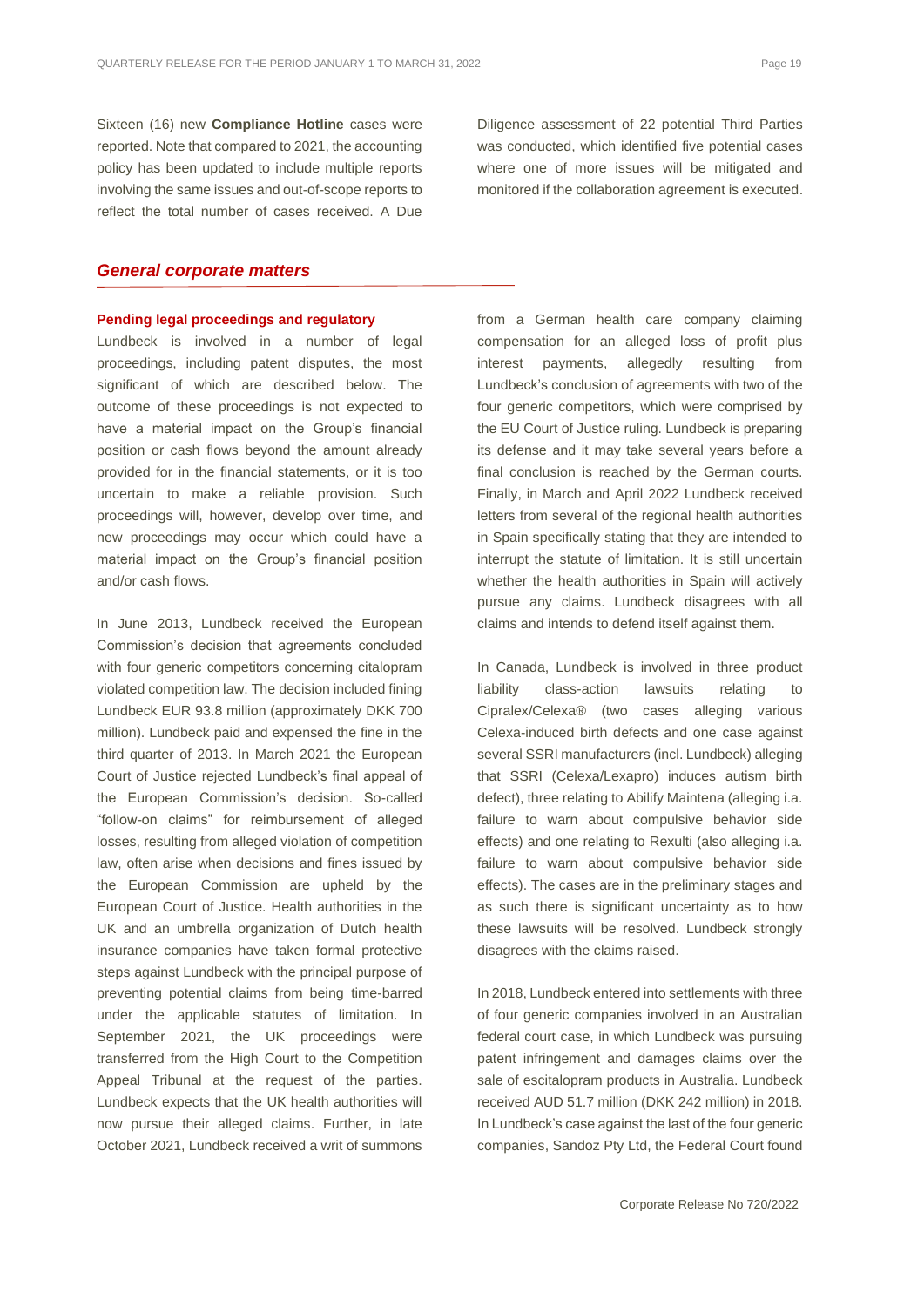Sixteen (16) new **Compliance Hotline** cases were reported. Note that compared to 2021, the accounting policy has been updated to include multiple reports involving the same issues and out-of-scope reports to reflect the total number of cases received. A Due Diligence assessment of 22 potential Third Parties was conducted, which identified five potential cases where one of more issues will be mitigated and monitored if the collaboration agreement is executed.

## *General corporate matters*

### Pending legal proceedings and regulatory

Lundbeck is involved in a number of legal proceedings, including patent disputes, the most significant of which are described below. The outcome of these proceedings is not expected to have a material impact on the Group's financial position or cash flows beyond the amount already provided for in the financial statements, or it is too uncertain to make a reliable provision. Such proceedings will, however, develop over time, and new proceedings may occur which could have a material impact on the Group's financial position and/or cash flows.

In June 2013, Lundbeck received the European Commission's decision that agreements concluded with four generic competitors concerning citalopram violated competition law. The decision included fining Lundbeck EUR 93.8 million (approximately DKK 700 million). Lundbeck paid and expensed the fine in the third quarter of 2013. In March 2021 the European Court of Justice rejected Lundbeck's final appeal of the European Commission's decision. So-called "follow-on claims" for reimbursement of alleged losses, resulting from alleged violation of competition law, often arise when decisions and fines issued by the European Commission are upheld by the European Court of Justice. Health authorities in the UK and an umbrella organization of Dutch health insurance companies have taken formal protective steps against Lundbeck with the principal purpose of preventing potential claims from being time-barred under the applicable statutes of limitation. In September 2021, the UK proceedings were transferred from the High Court to the Competition Appeal Tribunal at the request of the parties. Lundbeck expects that the UK health authorities will now pursue their alleged claims. Further, in late October 2021, Lundbeck received a writ of summons from a German health care company claiming compensation for an alleged loss of profit plus interest payments, allegedly resulting from Lundbeck's conclusion of agreements with two of the four generic competitors, which were comprised by the EU Court of Justice ruling. Lundbeck is preparing its defense and it may take several years before a final conclusion is reached by the German courts. Finally, in March and April 2022 Lundbeck received letters from several of the regional health authorities in Spain specifically stating that they are intended to interrupt the statute of limitation. It is still uncertain whether the health authorities in Spain will actively pursue any claims. Lundbeck disagrees with all claims and intends to defend itself against them.

In Canada, Lundbeck is involved in three product liability class-action lawsuits relating to Cipralex/Celexa® (two cases alleging various Celexa-induced birth defects and one case against several SSRI manufacturers (incl. Lundbeck) alleging that SSRI (Celexa/Lexapro) induces autism birth defect), three relating to Abilify Maintena (alleging i.a. failure to warn about compulsive behavior side effects) and one relating to Rexulti (also alleging i.a. failure to warn about compulsive behavior side effects). The cases are in the preliminary stages and as such there is significant uncertainty as to how these lawsuits will be resolved. Lundbeck strongly disagrees with the claims raised.

In 2018, Lundbeck entered into settlements with three of four generic companies involved in an Australian federal court case, in which Lundbeck was pursuing patent infringement and damages claims over the sale of escitalopram products in Australia. Lundbeck received AUD 51.7 million (DKK 242 million) in 2018. In Lundbeck's case against the last of the four generic companies, Sandoz Pty Ltd, the Federal Court found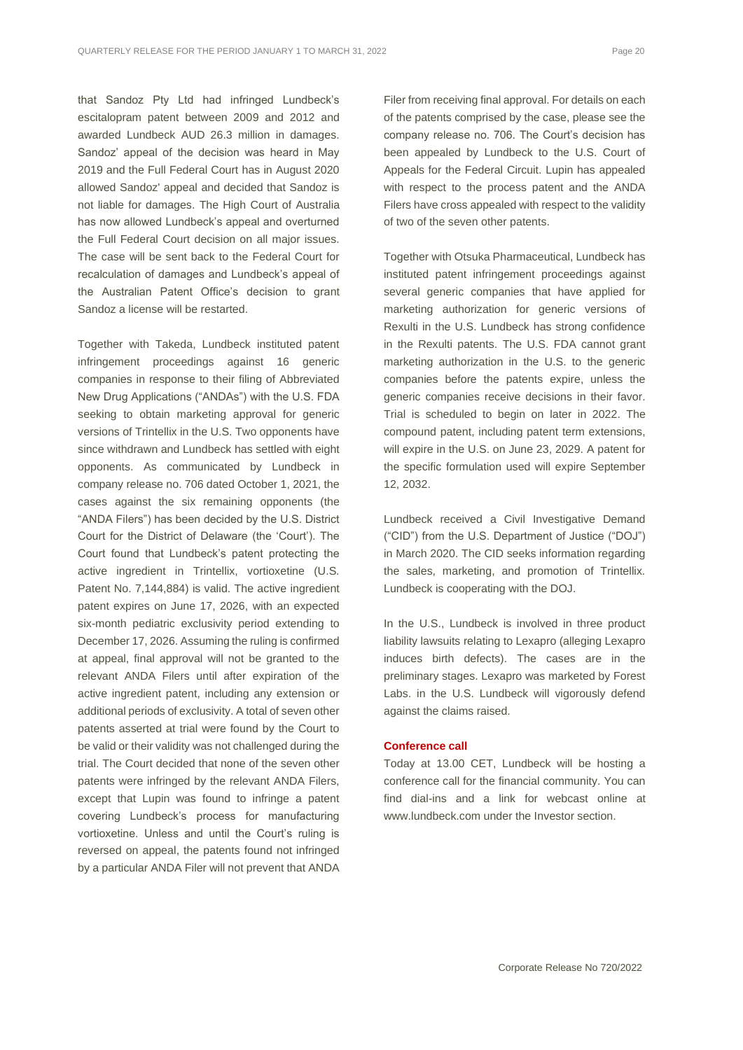that Sandoz Pty Ltd had infringed Lundbeck's escitalopram patent between 2009 and 2012 and awarded Lundbeck AUD 26.3 million in damages. Sandoz' appeal of the decision was heard in May 2019 and the Full Federal Court has in August 2020 allowed Sandoz' appeal and decided that Sandoz is not liable for damages. The High Court of Australia has now allowed Lundbeck's appeal and overturned the Full Federal Court decision on all major issues. The case will be sent back to the Federal Court for recalculation of damages and Lundbeck's appeal of the Australian Patent Office's decision to grant Sandoz a license will be restarted.

Together with Takeda, Lundbeck instituted patent infringement proceedings against 16 generic companies in response to their filing of Abbreviated New Drug Applications ("ANDAs") with the U.S. FDA seeking to obtain marketing approval for generic versions of Trintellix in the U.S. Two opponents have since withdrawn and Lundbeck has settled with eight opponents. As communicated by Lundbeck in company release no. 706 dated October 1, 2021, the cases against the six remaining opponents (the "ANDA Filers") has been decided by the U.S. District Court for the District of Delaware (the 'Court'). The Court found that Lundbeck's patent protecting the active ingredient in Trintellix, vortioxetine (U.S. Patent No. 7,144,884) is valid. The active ingredient patent expires on June 17, 2026, with an expected six-month pediatric exclusivity period extending to December 17, 2026. Assuming the ruling is confirmed at appeal, final approval will not be granted to the relevant ANDA Filers until after expiration of the active ingredient patent, including any extension or additional periods of exclusivity. A total of seven other patents asserted at trial were found by the Court to be valid or their validity was not challenged during the trial. The Court decided that none of the seven other patents were infringed by the relevant ANDA Filers, except that Lupin was found to infringe a patent covering Lundbeck's process for manufacturing vortioxetine. Unless and until the Court's ruling is reversed on appeal, the patents found not infringed by a particular ANDA Filer will not prevent that ANDA Filer from receiving final approval. For details on each of the patents comprised by the case, please see the company release no. 706. The Court's decision has been appealed by Lundbeck to the U.S. Court of Appeals for the Federal Circuit. Lupin has appealed with respect to the process patent and the ANDA Filers have cross appealed with respect to the validity of two of the seven other patents.

Together with Otsuka Pharmaceutical, Lundbeck has instituted patent infringement proceedings against several generic companies that have applied for marketing authorization for generic versions of Rexulti in the U.S. Lundbeck has strong confidence in the Rexulti patents. The U.S. FDA cannot grant marketing authorization in the U.S. to the generic companies before the patents expire, unless the generic companies receive decisions in their favor. Trial is scheduled to begin on later in 2022. The compound patent, including patent term extensions, will expire in the U.S. on June 23, 2029. A patent for the specific formulation used will expire September 12, 2032.

Lundbeck received a Civil Investigative Demand ("CID") from the U.S. Department of Justice ("DOJ") in March 2020. The CID seeks information regarding the sales, marketing, and promotion of Trintellix. Lundbeck is cooperating with the DOJ.

In the U.S., Lundbeck is involved in three product liability lawsuits relating to Lexapro (alleging Lexapro induces birth defects). The cases are in the preliminary stages. Lexapro was marketed by Forest Labs. in the U.S. Lundbeck will vigorously defend against the claims raised.

**Conference call**

Today at 13.00 CET, Lundbeck will be hosting a conference call for the financial community. You can find dial-ins and a link for webcast online at www.lundbeck.com under the Investor section.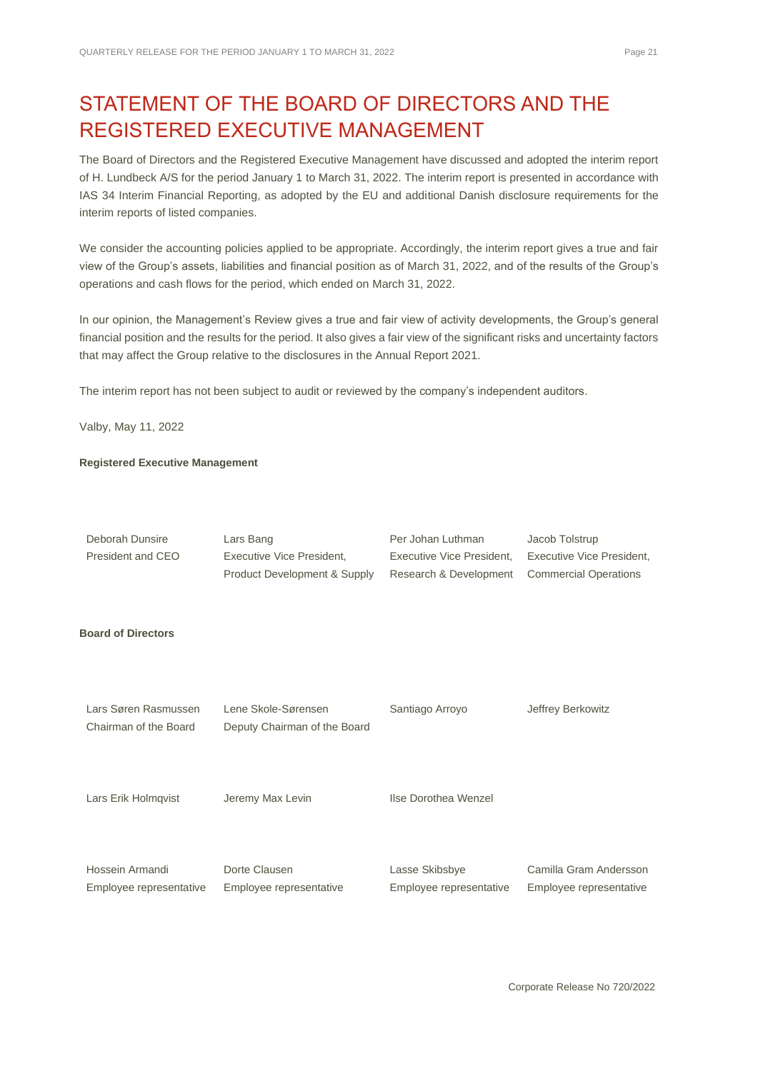# STATEMENT OF THE BOARD OF DIRECTORS AND THE REGISTERED EXECUTIVE MANAGEMENT

The Board of Directors and the Registered Executive Management have discussed and adopted the interim report of H. Lundbeck A/S for the period January 1 to March 31, 2022. The interim report is presented in accordance with IAS 34 Interim Financial Reporting, as adopted by the EU and additional Danish disclosure requirements for the interim reports of listed companies.

We consider the accounting policies applied to be appropriate. Accordingly, the interim report gives a true and fair view of the Group's assets, liabilities and financial position as of March 31, 2022, and of the results of the Group's operations and cash flows for the period, which ended on March 31, 2022.

In our opinion, the Management's Review gives a true and fair view of activity developments, the Group's general financial position and the results for the period. It also gives a fair view of the significant risks and uncertainty factors that may affect the Group relative to the disclosures in the Annual Report 2021.

The interim report has not been subject to audit or reviewed by the company's independent auditors.

Valby, May 11, 2022

**Registered Executive Management**

| | | | |
|---|---|---|---|
| Deborah Dunsire<br>President and CEO | Lars Bang<br>Executive Vice President,<br>Product Development & Supply | Per Johan Luthman<br>Executive Vice President,<br>Research & Development | Jacob Tolstrup<br>Executive Vice President,<br>Commercial Operations |

**Board of Directors**

| | | | |
|---|---|---|---|
| Lars Søren Rasmussen<br>Chairman of the Board | Lene Skole-Sørensen<br>Deputy Chairman of the Board | Santiago Arroyo | Jeffrey Berkowitz |
| Lars Erik Holmqvist | Jeremy Max Levin | Ilse Dorothea Wenzel | |
| Hossein Armandi<br>Employee representative | Dorte Clausen<br>Employee representative | Lasse Skibsbye<br>Employee representative | Camilla Gram Andersson<br>Employee representative |

Corporate Release No 720/2022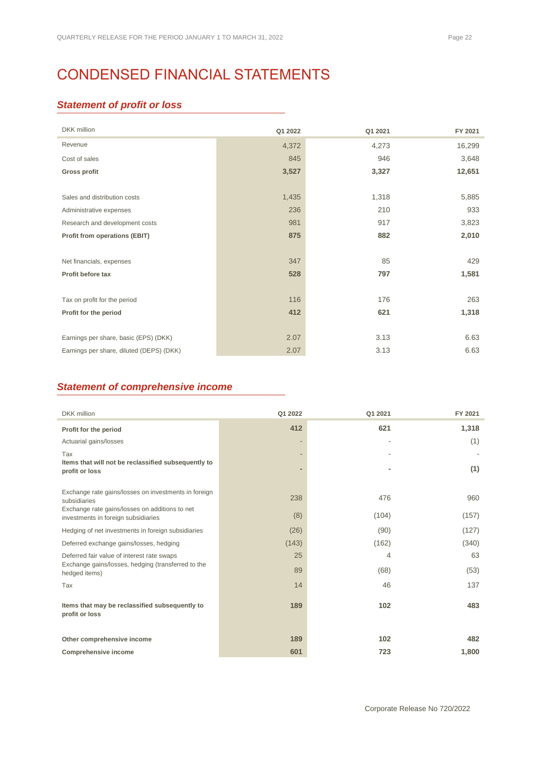# CONDENSED FINANCIAL STATEMENTS

## *Statement of profit or loss*

| DKK million | Q1 2022 | Q1 2021 | FY 2021 |
|---|---|---|---|
| Revenue | 4,372 | 4,273 | 16,299 |
| Cost of sales | 845 | 946 | 3,648 |
| **Gross profit** | **3,527** | **3,327** | **12,651** |
| | | | |
| Sales and distribution costs | 1,435 | 1,318 | 5,885 |
| Administrative expenses | 236 | 210 | 933 |
| Research and development costs | 981 | 917 | 3,823 |
| **Profit from operations (EBIT)** | **875** | **882** | **2,010** |
| | | | |
| Net financials, expenses | 347 | 85 | 429 |
| **Profit before tax** | **528** | **797** | **1,581** |
| | | | |
| Tax on profit for the period | 116 | 176 | 263 |
| **Profit for the period** | **412** | **621** | **1,318** |
| | | | |
| Earnings per share, basic (EPS) (DKK) | 2.07 | 3.13 | 6.63 |
| Earnings per share, diluted (DEPS) (DKK) | 2.07 | 3.13 | 6.63 |

## *Statement of comprehensive income*

| DKK million | Q1 2022 | Q1 2021 | FY 2021 |
|---|---|---|---|
| **Profit for the period** | **412** | **621** | **1,318** |
| Actuarial gains/losses | - | - | (1) |
| Tax | - | - | - |
| **Items that will not be reclassified subsequently to profit or loss** | **-** | **-** | **(1)** |
| | | | |
| Exchange rate gains/losses on investments in foreign subsidiaries | 238 | 476 | 960 |
| Exchange rate gains/losses on additions to net investments in foreign subsidiaries | (8) | (104) | (157) |
| Hedging of net investments in foreign subsidiaries | (26) | (90) | (127) |
| Deferred exchange gains/losses, hedging | (143) | (162) | (340) |
| Deferred fair value of interest rate swaps | 25 | 4 | 63 |
| Exchange gains/losses, hedging (transferred to the hedged items) | 89 | (68) | (53) |
| Tax | 14 | 46 | 137 |
| | | | |
| **Items that may be reclassified subsequently to profit or loss** | **189** | **102** | **483** |
| | | | |
| **Other comprehensive income** | **189** | **102** | **482** |
| **Comprehensive income** | **601** | **723** | **1,800** |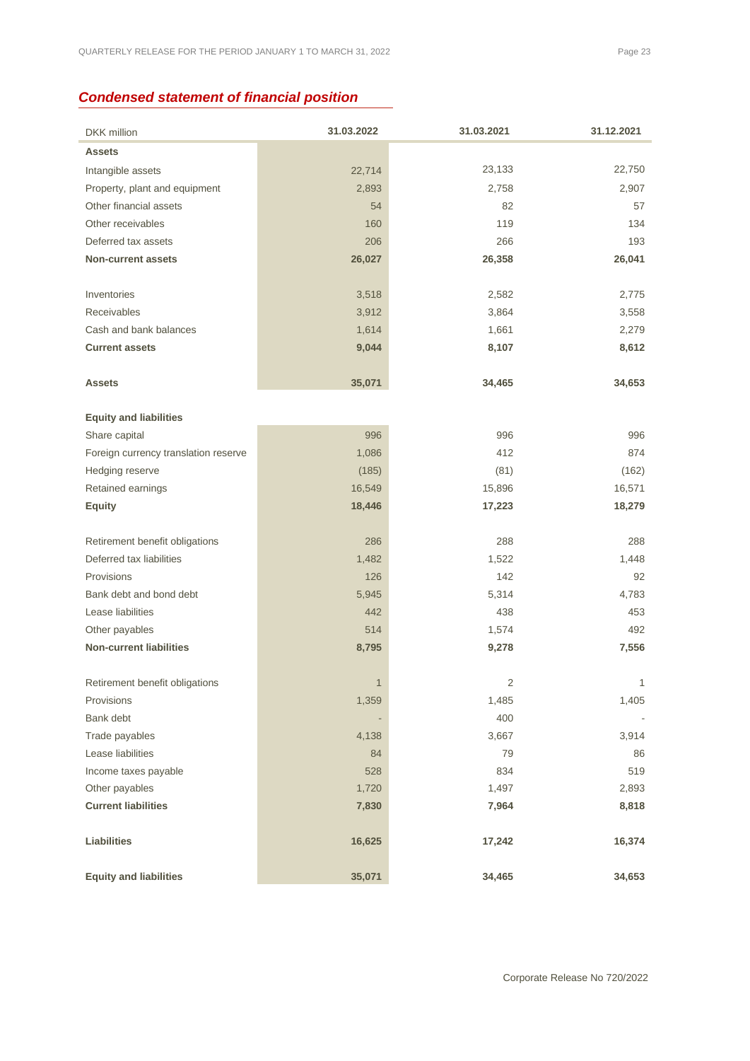## *Condensed statement of financial position*

| DKK million | 31.03.2022 | 31.03.2021 | 31.12.2021 |
|---|---|---|---|
| **Assets** | | | |
| Intangible assets | 22,714 | 23,133 | 22,750 |
| Property, plant and equipment | 2,893 | 2,758 | 2,907 |
| Other financial assets | 54 | 82 | 57 |
| Other receivables | 160 | 119 | 134 |
| Deferred tax assets | 206 | 266 | 193 |
| **Non-current assets** | **26,027** | **26,358** | **26,041** |
| | | | |
| Inventories | 3,518 | 2,582 | 2,775 |
| Receivables | 3,912 | 3,864 | 3,558 |
| Cash and bank balances | 1,614 | 1,661 | 2,279 |
| **Current assets** | **9,044** | **8,107** | **8,612** |
| | | | |
| **Assets** | **35,071** | **34,465** | **34,653** |
| | | | |
| **Equity and liabilities** | | | |
| Share capital | 996 | 996 | 996 |
| Foreign currency translation reserve | 1,086 | 412 | 874 |
| Hedging reserve | (185) | (81) | (162) |
| Retained earnings | 16,549 | 15,896 | 16,571 |
| **Equity** | **18,446** | **17,223** | **18,279** |
| | | | |
| Retirement benefit obligations | 286 | 288 | 288 |
| Deferred tax liabilities | 1,482 | 1,522 | 1,448 |
| Provisions | 126 | 142 | 92 |
| Bank debt and bond debt | 5,945 | 5,314 | 4,783 |
| Lease liabilities | 442 | 438 | 453 |
| Other payables | 514 | 1,574 | 492 |
| **Non-current liabilities** | **8,795** | **9,278** | **7,556** |
| | | | |
| Retirement benefit obligations | 1 | 2 | 1 |
| Provisions | 1,359 | 1,485 | 1,405 |
| Bank debt | - | 400 | - |
| Trade payables | 4,138 | 3,667 | 3,914 |
| Lease liabilities | 84 | 79 | 86 |
| Income taxes payable | 528 | 834 | 519 |
| Other payables | 1,720 | 1,497 | 2,893 |
| **Current liabilities** | **7,830** | **7,964** | **8,818** |
| | | | |
| **Liabilities** | **16,625** | **17,242** | **16,374** |
| | | | |
| **Equity and liabilities** | **35,071** | **34,465** | **34,653** |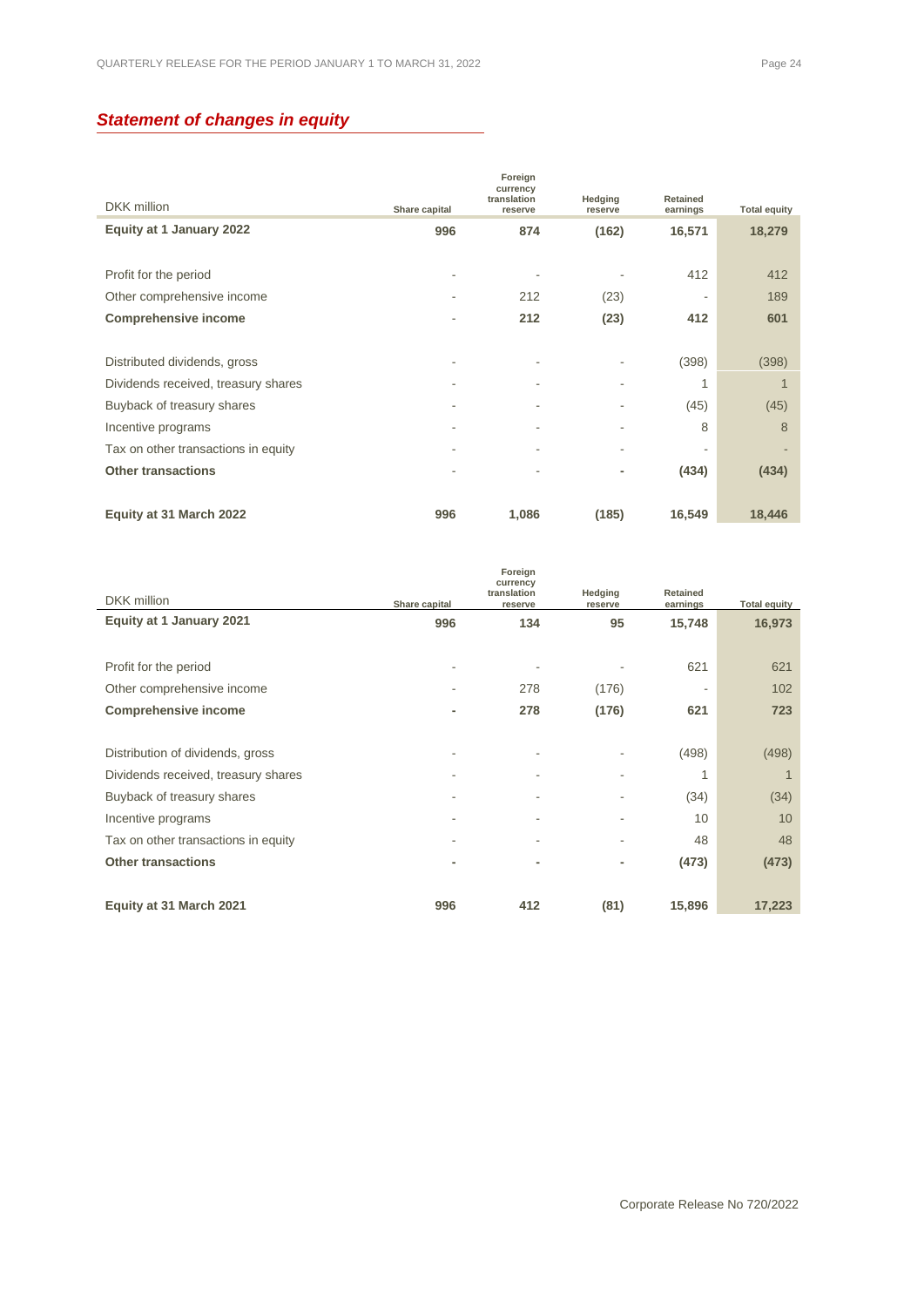## *Statement of changes in equity*

| DKK million | Share capital | Foreign currency translation reserve | Hedging reserve | Retained earnings | Total equity |
|---|---|---|---|---|---|
| **Equity at 1 January 2022** | **996** | **874** | **(162)** | **16,571** | **18,279** |
| | | | | | |
| Profit for the period | - | - | - | 412 | 412 |
| Other comprehensive income | - | 212 | (23) | - | 189 |
| **Comprehensive income** | - | **212** | **(23)** | **412** | **601** |
| | | | | | |
| Distributed dividends, gross | - | - | - | (398) | (398) |
| Dividends received, treasury shares | - | - | - | 1 | 1 |
| Buyback of treasury shares | - | - | - | (45) | (45) |
| Incentive programs | - | - | - | 8 | 8 |
| Tax on other transactions in equity | - | - | - | - | - |
| **Other transactions** | - | - | - | **(434)** | **(434)** |
| | | | | | |
| **Equity at 31 March 2022** | **996** | **1,086** | **(185)** | **16,549** | **18,446** |

| DKK million | Share capital | Foreign currency translation reserve | Hedging reserve | Retained earnings | Total equity |
|---|---|---|---|---|---|
| **Equity at 1 January 2021** | **996** | **134** | **95** | **15,748** | **16,973** |
| | | | | | |
| Profit for the period | - | - | - | 621 | 621 |
| Other comprehensive income | - | 278 | (176) | - | 102 |
| **Comprehensive income** | **-** | **278** | **(176)** | **621** | **723** |
| | | | | | |
| Distribution of dividends, gross | - | - | - | (498) | (498) |
| Dividends received, treasury shares | - | - | - | 1 | 1 |
| Buyback of treasury shares | - | - | - | (34) | (34) |
| Incentive programs | - | - | - | 10 | 10 |
| Tax on other transactions in equity | - | - | - | 48 | 48 |
| **Other transactions** | **-** | **-** | **-** | **(473)** | **(473)** |
| | | | | | |
| **Equity at 31 March 2021** | **996** | **412** | **(81)** | **15,896** | **17,223** |

Corporate Release No 720/2022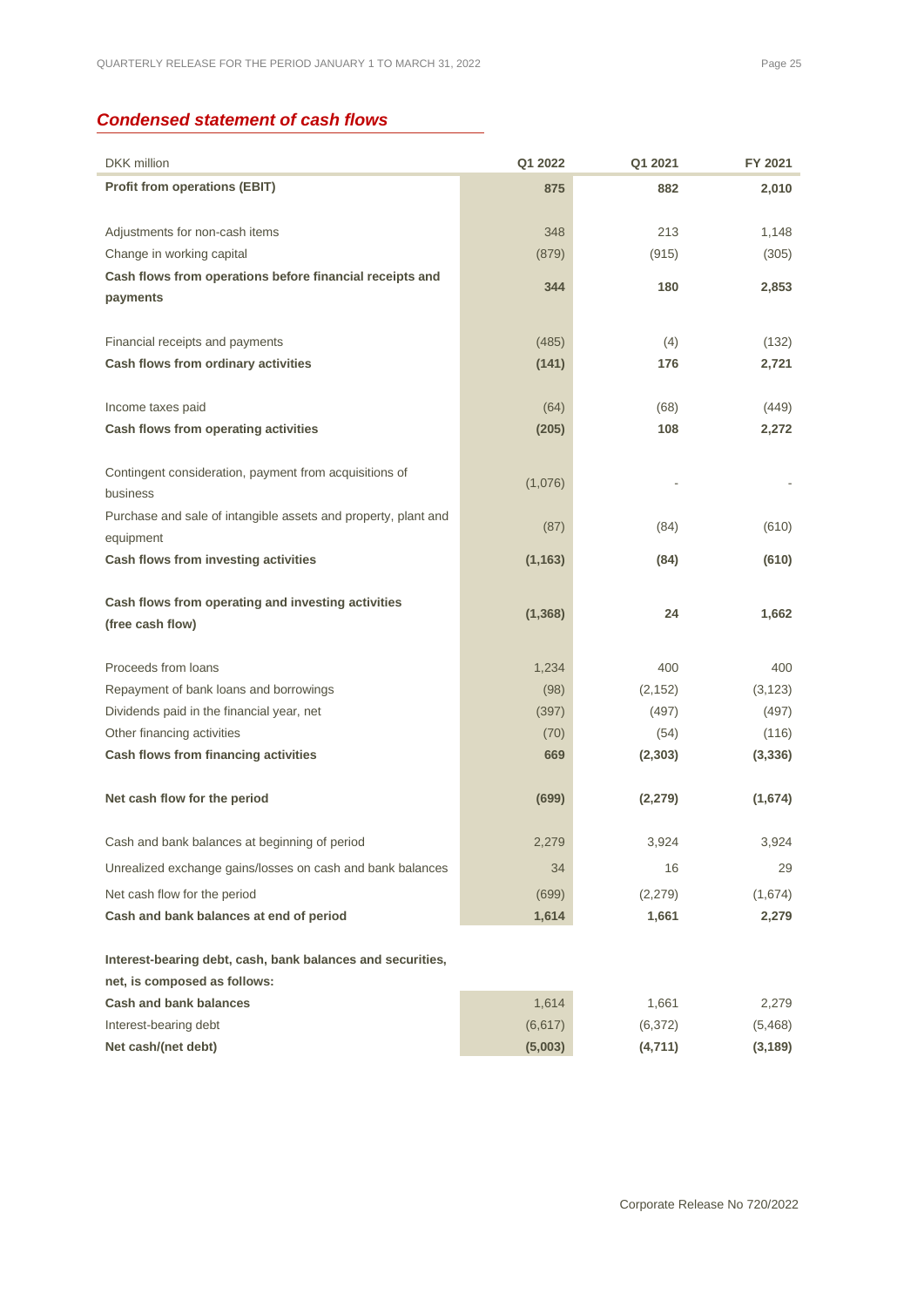## *Condensed statement of cash flows*

| DKK million | Q1 2022 | Q1 2021 | FY 2021 |
|---|---|---|---|
| **Profit from operations (EBIT)** | **875** | **882** | **2,010** |
| | | | |
| Adjustments for non-cash items | 348 | 213 | 1,148 |
| Change in working capital | (879) | (915) | (305) |
| **Cash flows from operations before financial receipts and payments** | **344** | **180** | **2,853** |
| | | | |
| Financial receipts and payments | (485) | (4) | (132) |
| **Cash flows from ordinary activities** | **(141)** | **176** | **2,721** |
| | | | |
| Income taxes paid | (64) | (68) | (449) |
| **Cash flows from operating activities** | **(205)** | **108** | **2,272** |
| | | | |
| Contingent consideration, payment from acquisitions of business | (1,076) | - | - |
| Purchase and sale of intangible assets and property, plant and equipment | (87) | (84) | (610) |
| **Cash flows from investing activities** | **(1,163)** | **(84)** | **(610)** |
| | | | |
| **Cash flows from operating and investing activities (free cash flow)** | **(1,368)** | **24** | **1,662** |
| | | | |
| Proceeds from loans | 1,234 | 400 | 400 |
| Repayment of bank loans and borrowings | (98) | (2,152) | (3,123) |
| Dividends paid in the financial year, net | (397) | (497) | (497) |
| Other financing activities | (70) | (54) | (116) |
| **Cash flows from financing activities** | **669** | **(2,303)** | **(3,336)** |
| | | | |
| **Net cash flow for the period** | **(699)** | **(2,279)** | **(1,674)** |
| | | | |
| Cash and bank balances at beginning of period | 2,279 | 3,924 | 3,924 |
| Unrealized exchange gains/losses on cash and bank balances | 34 | 16 | 29 |
| Net cash flow for the period | (699) | (2,279) | (1,674) |
| **Cash and bank balances at end of period** | **1,614** | **1,661** | **2,279** |
| | | | |
| **Interest-bearing debt, cash, bank balances and securities, net, is composed as follows:** | | | |
| **Cash and bank balances** | 1,614 | 1,661 | 2,279 |
| Interest-bearing debt | (6,617) | (6,372) | (5,468) |
| **Net cash/(net debt)** | **(5,003)** | **(4,711)** | **(3,189)** |

Corporate Release No 720/2022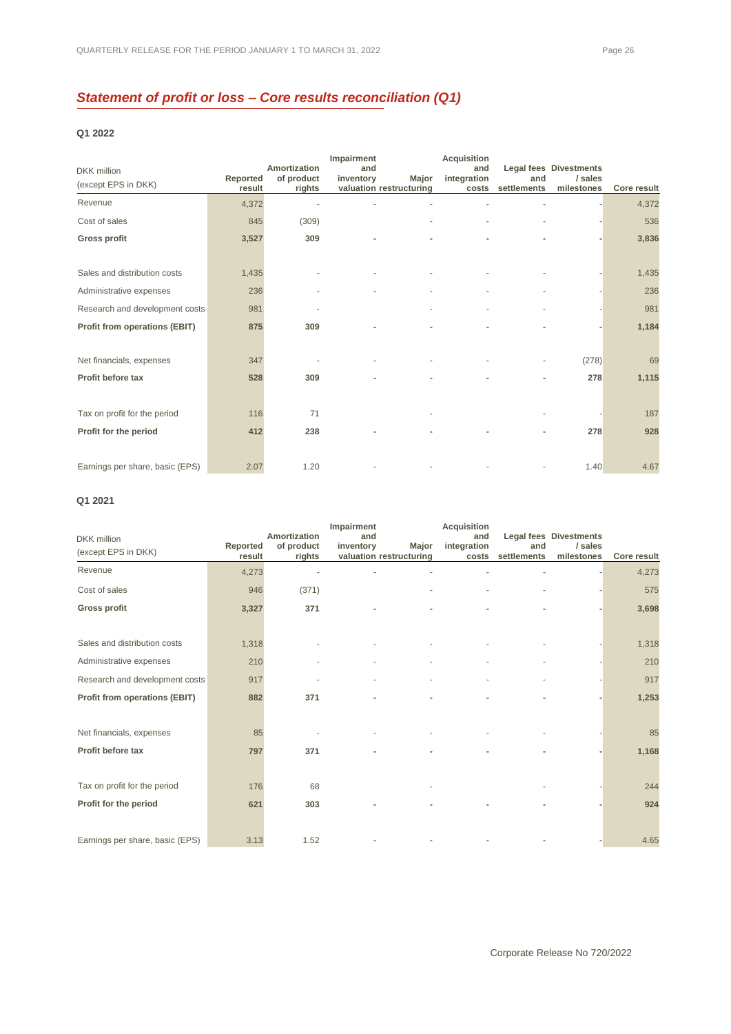## *Statement of profit or loss – Core results reconciliation (Q1)*

**Q1 2022**

| DKK million (except EPS in DKK) | Reported result | Amortization of product rights | Impairment and inventory valuation | Major restructuring | Acquisition and integration costs | Legal fees and settlements | Divestments / sales milestones | Core result |
|---|---|---|---|---|---|---|---|---|
| Revenue | 4,372 | - | - | - | - | - | - | 4,372 |
| Cost of sales | 845 | (309) | | - | - | - | - | 536 |
| **Gross profit** | **3,527** | **309** | **-** | **-** | **-** | **-** | **-** | **3,836** |
| | | | | | | | | |
| Sales and distribution costs | 1,435 | - | - | - | - | - | - | 1,435 |
| Administrative expenses | 236 | - | - | - | - | - | - | 236 |
| Research and development costs | 981 | - | | - | - | - | - | 981 |
| **Profit from operations (EBIT)** | **875** | **309** | **-** | **-** | **-** | **-** | **-** | **1,184** |
| | | | | | | | | |
| Net financials, expenses | 347 | - | - | - | - | - | (278) | 69 |
| **Profit before tax** | **528** | **309** | **-** | **-** | **-** | **-** | **278** | **1,115** |
| | | | | | | | | |
| Tax on profit for the period | 116 | 71 | | - | | - | - | 187 |
| **Profit for the period** | **412** | **238** | **-** | **-** | **-** | **-** | **278** | **928** |
| | | | | | | | | |
| Earnings per share, basic (EPS) | 2.07 | 1.20 | - | - | - | - | 1.40 | 4.67 |

**Q1 2021**

| DKK million (except EPS in DKK) | Reported result | Amortization of product rights | Impairment and inventory valuation | Major restructuring | Acquisition and integration costs | Legal fees and settlements | Divestments / sales milestones | Core result |
|---|---|---|---|---|---|---|---|---|
| Revenue | 4,273 | - | - | - | - | - | - | 4,273 |
| Cost of sales | 946 | (371) | | - | - | - | - | 575 |
| **Gross profit** | **3,327** | **371** | **-** | **-** | **-** | **-** | **-** | **3,698** |
| | | | | | | | | |
| Sales and distribution costs | 1,318 | - | - | - | - | - | - | 1,318 |
| Administrative expenses | 210 | - | - | - | - | - | - | 210 |
| Research and development costs | 917 | - | - | - | - | - | - | 917 |
| **Profit from operations (EBIT)** | **882** | **371** | **-** | **-** | **-** | **-** | **-** | **1,253** |
| | | | | | | | | |
| Net financials, expenses | 85 | - | - | - | - | - | - | 85 |
| **Profit before tax** | **797** | **371** | **-** | **-** | **-** | **-** | **-** | **1,168** |
| | | | | | | | | |
| Tax on profit for the period | 176 | 68 | | - | | - | - | 244 |
| **Profit for the period** | **621** | **303** | **-** | **-** | **-** | **-** | **-** | **924** |
| | | | | | | | | |
| Earnings per share, basic (EPS) | 3.13 | 1.52 | - | - | - | - | - | 4.65 |

Corporate Release No 720/2022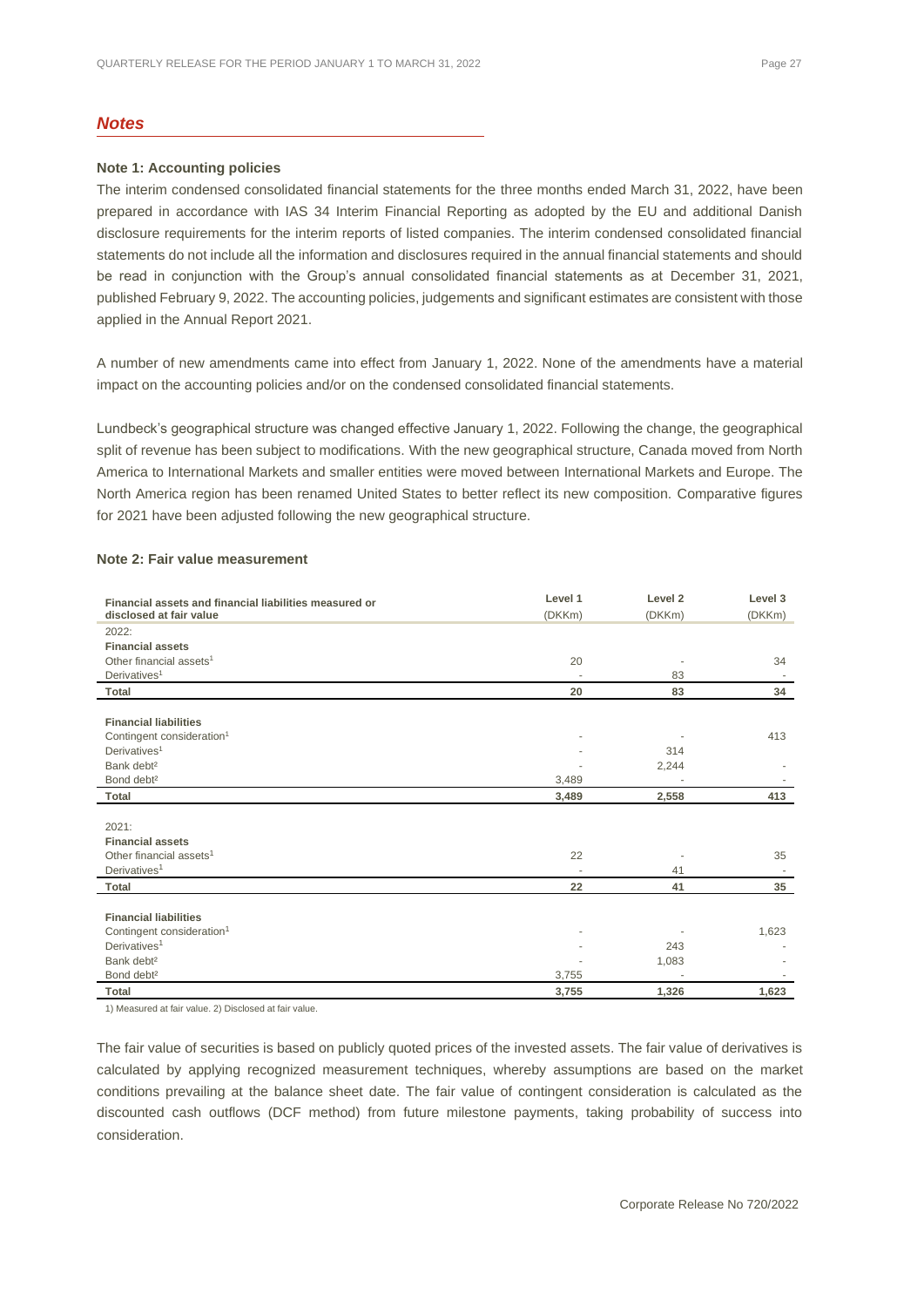## *Notes*

### Note 1: Accounting policies

The interim condensed consolidated financial statements for the three months ended March 31, 2022, have been prepared in accordance with IAS 34 Interim Financial Reporting as adopted by the EU and additional Danish disclosure requirements for the interim reports of listed companies. The interim condensed consolidated financial statements do not include all the information and disclosures required in the annual financial statements and should be read in conjunction with the Group's annual consolidated financial statements as at December 31, 2021, published February 9, 2022. The accounting policies, judgements and significant estimates are consistent with those applied in the Annual Report 2021.

A number of new amendments came into effect from January 1, 2022. None of the amendments have a material impact on the accounting policies and/or on the condensed consolidated financial statements.

Lundbeck's geographical structure was changed effective January 1, 2022. Following the change, the geographical split of revenue has been subject to modifications. With the new geographical structure, Canada moved from North America to International Markets and smaller entities were moved between International Markets and Europe. The North America region has been renamed United States to better reflect its new composition. Comparative figures for 2021 have been adjusted following the new geographical structure.

### Note 2: Fair value measurement

| Financial assets and financial liabilities measured or disclosed at fair value | Level 1 (DKKm) | Level 2 (DKKm) | Level 3 (DKKm) |
|---|---|---|---|
| 2022: | | | |
| **Financial assets** | | | |
| Other financial assets[1] | 20 | - | 34 |
| Derivatives[1] | - | 83 | - |
| **Total** | **20** | **83** | **34** |
| **Financial liabilities** | | | |
| Contingent consideration[1] | - | - | 413 |
| Derivatives[1] | - | 314 | |
| Bank debt[2] | - | 2,244 | - |
| Bond debt[2] | 3,489 | - | - |
| **Total** | **3,489** | **2,558** | **413** |
| 2021: | | | |
| **Financial assets** | | | |
| Other financial assets[1] | 22 | - | 35 |
| Derivatives[1] | - | 41 | - |
| **Total** | **22** | **41** | **35** |
| **Financial liabilities** | | | |
| Contingent consideration[1] | - | - | 1,623 |
| Derivatives[1] | - | 243 | - |
| Bank debt[2] | - | 1,083 | - |
| Bond debt[2] | 3,755 | - | - |
| **Total** | **3,755** | **1,326** | **1,623** |

1) Measured at fair value. 2) Disclosed at fair value.

The fair value of securities is based on publicly quoted prices of the invested assets. The fair value of derivatives is calculated by applying recognized measurement techniques, whereby assumptions are based on the market conditions prevailing at the balance sheet date. The fair value of contingent consideration is calculated as the discounted cash outflows (DCF method) from future milestone payments, taking probability of success into consideration.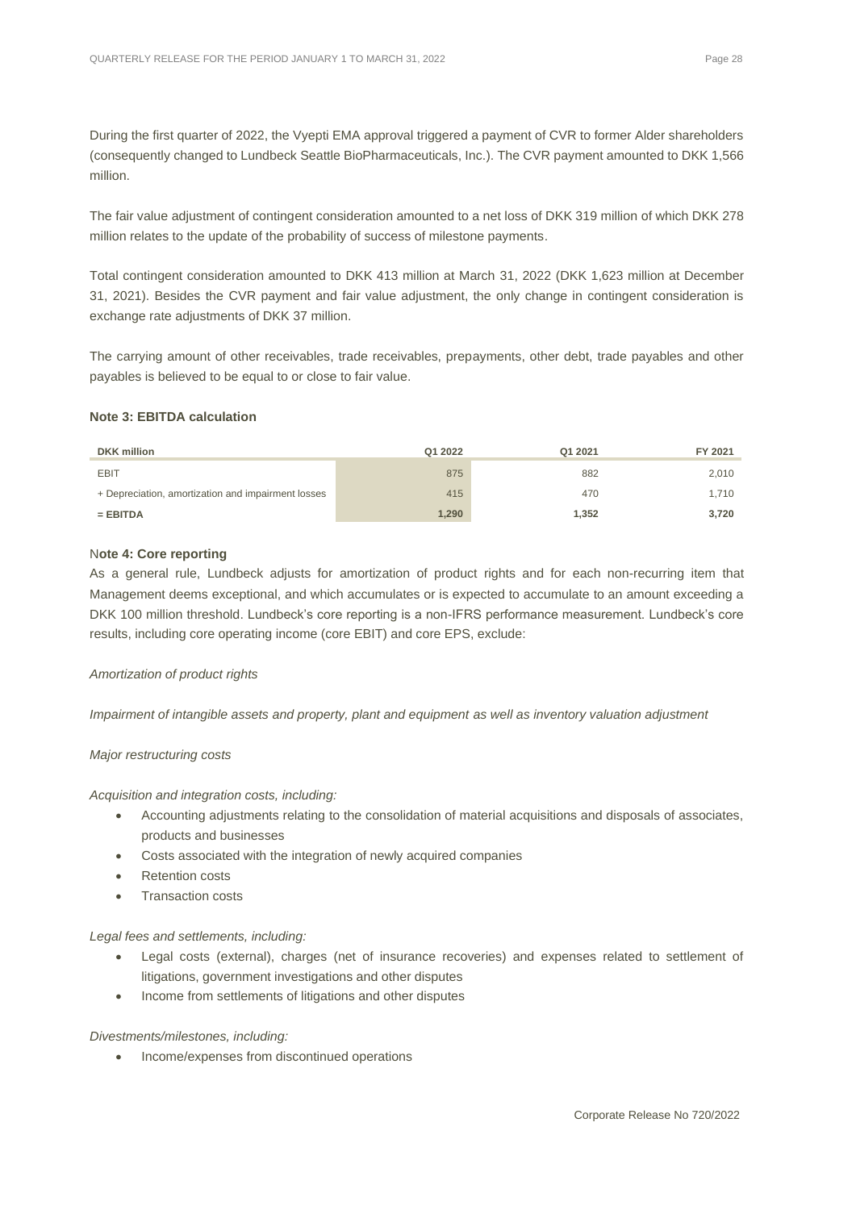During the first quarter of 2022, the Vyepti EMA approval triggered a payment of CVR to former Alder shareholders (consequently changed to Lundbeck Seattle BioPharmaceuticals, Inc.). The CVR payment amounted to DKK 1,566 million.

The fair value adjustment of contingent consideration amounted to a net loss of DKK 319 million of which DKK 278 million relates to the update of the probability of success of milestone payments.

Total contingent consideration amounted to DKK 413 million at March 31, 2022 (DKK 1,623 million at December 31, 2021). Besides the CVR payment and fair value adjustment, the only change in contingent consideration is exchange rate adjustments of DKK 37 million.

The carrying amount of other receivables, trade receivables, prepayments, other debt, trade payables and other payables is believed to be equal to or close to fair value.

### Note 3: EBITDA calculation

| DKK million | Q1 2022 | Q1 2021 | FY 2021 |
|---|---|---|---|
| EBIT | 875 | 882 | 2,010 |
| + Depreciation, amortization and impairment losses | 415 | 470 | 1,710 |
| **= EBITDA** | **1,290** | **1,352** | **3,720** |

### Note 4: Core reporting

As a general rule, Lundbeck adjusts for amortization of product rights and for each non-recurring item that Management deems exceptional, and which accumulates or is expected to accumulate to an amount exceeding a DKK 100 million threshold. Lundbeck's core reporting is a non-IFRS performance measurement. Lundbeck's core results, including core operating income (core EBIT) and core EPS, exclude:

*Amortization of product rights*

*Impairment of intangible assets and property, plant and equipment as well as inventory valuation adjustment*

*Major restructuring costs*

*Acquisition and integration costs, including:*

- Accounting adjustments relating to the consolidation of material acquisitions and disposals of associates, products and businesses
- Costs associated with the integration of newly acquired companies
- Retention costs
- Transaction costs

*Legal fees and settlements, including:*

- Legal costs (external), charges (net of insurance recoveries) and expenses related to settlement of litigations, government investigations and other disputes
- Income from settlements of litigations and other disputes

*Divestments/milestones, including:*

- Income/expenses from discontinued operations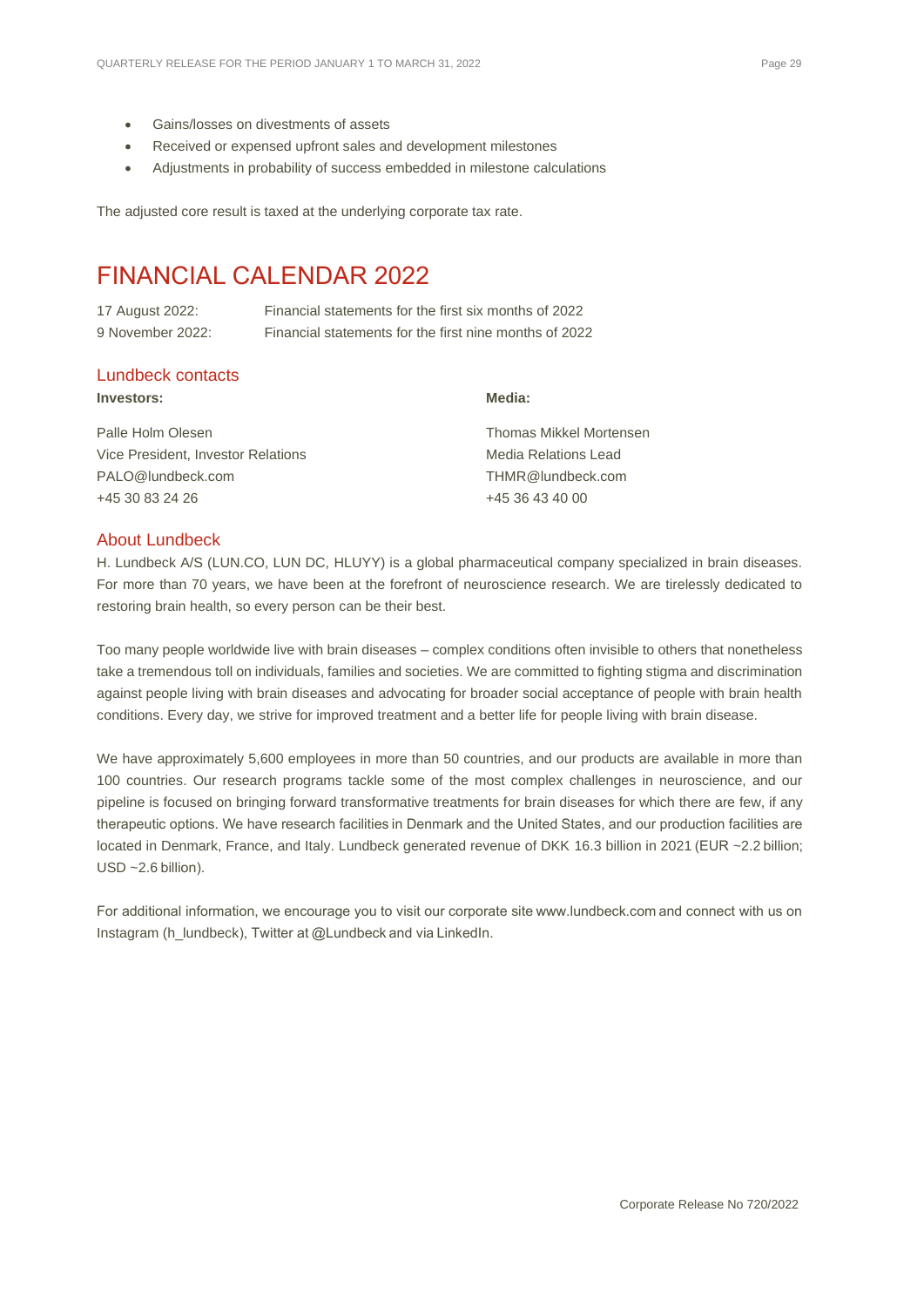- Gains/losses on divestments of assets
- Received or expensed upfront sales and development milestones
- Adjustments in probability of success embedded in milestone calculations

The adjusted core result is taxed at the underlying corporate tax rate.

# FINANCIAL CALENDAR 2022

| | |
|---|---|
| 17 August 2022: | Financial statements for the first six months of 2022 |
| 9 November 2022: | Financial statements for the first nine months of 2022 |

## Lundbeck contacts

**Investors:**

Palle Holm Olesen
Vice President, Investor Relations
PALO@lundbeck.com
+45 30 83 24 26

**Media:**

Thomas Mikkel Mortensen
Media Relations Lead
THMR@lundbeck.com
+45 36 43 40 00

## About Lundbeck

H. Lundbeck A/S (LUN.CO, LUN DC, HLUYY) is a global pharmaceutical company specialized in brain diseases. For more than 70 years, we have been at the forefront of neuroscience research. We are tirelessly dedicated to restoring brain health, so every person can be their best.

Too many people worldwide live with brain diseases – complex conditions often invisible to others that nonetheless take a tremendous toll on individuals, families and societies. We are committed to fighting stigma and discrimination against people living with brain diseases and advocating for broader social acceptance of people with brain health conditions. Every day, we strive for improved treatment and a better life for people living with brain disease.

We have approximately 5,600 employees in more than 50 countries, and our products are available in more than 100 countries. Our research programs tackle some of the most complex challenges in neuroscience, and our pipeline is focused on bringing forward transformative treatments for brain diseases for which there are few, if any therapeutic options. We have research facilities in Denmark and the United States, and our production facilities are located in Denmark, France, and Italy. Lundbeck generated revenue of DKK 16.3 billion in 2021 (EUR ~2.2 billion; USD ~2.6 billion).

For additional information, we encourage you to visit our corporate site www.lundbeck.com and connect with us on Instagram (h_lundbeck), Twitter at @Lundbeck and via LinkedIn.

Corporate Release No 720/2022